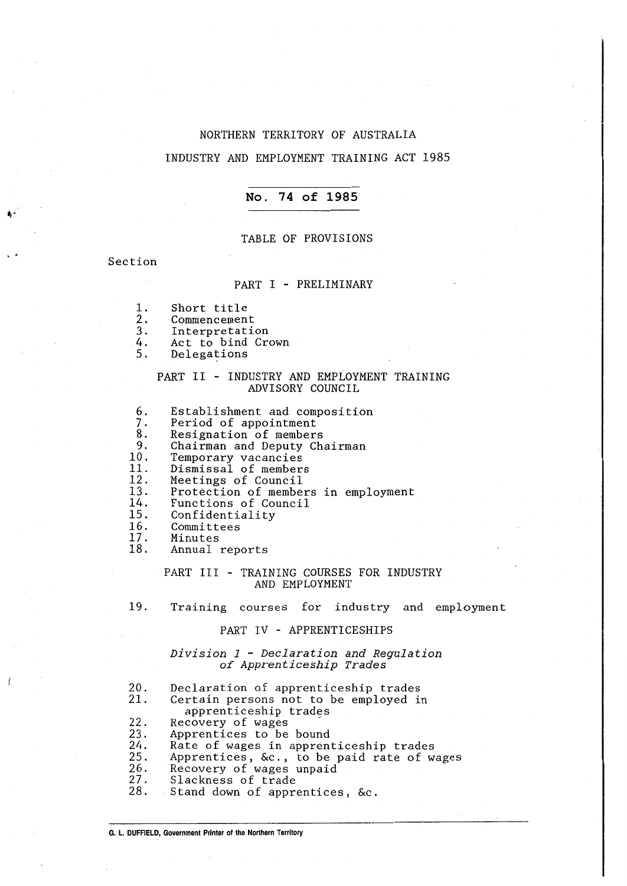NORTHERN TERRITORY OF AUSTRALIA

INDUSTRY AND EMPLOYMENT TRAINING ACT 1985

**No. 74 of 1985**

TABLE OF PROVISIONS

Section

PART I - PRELIMINARY

1. Short title
2. Commencement
3. Interpretation
4. Act to bind Crown
5. Delegations

PART II - INDUSTRY AND EMPLOYMENT TRAINING ADVISORY COUNCIL

6. Establishment and composition
7. Period of appointment
8. Resignation of members
9. Chairman and Deputy Chairman
10. Temporary vacancies
11. Dismissal of members
12. Meetings of Council
13. Protection of members in employment
14. Functions of Council
15. Confidentiality
16. Committees
17. Minutes
18. Annual reports

PART III - TRAINING COURSES FOR INDUSTRY AND EMPLOYMENT

19. Training courses for industry and employment

PART IV - APPRENTICESHIPS

*Division 1 - Declaration and Regulation of Apprenticeship Trades*

20. Declaration of apprenticeship trades
21. Certain persons not to be employed in apprenticeship trades
22. Recovery of wages
23. Apprentices to be bound
24. Rate of wages in apprenticeship trades
25. Apprentices, &c., to be paid rate of wages
26. Recovery of wages unpaid
27. Slackness of trade
28. Stand down of apprentices, &c.

G. L. DUFFIELD, Government Printer of the Northern Territory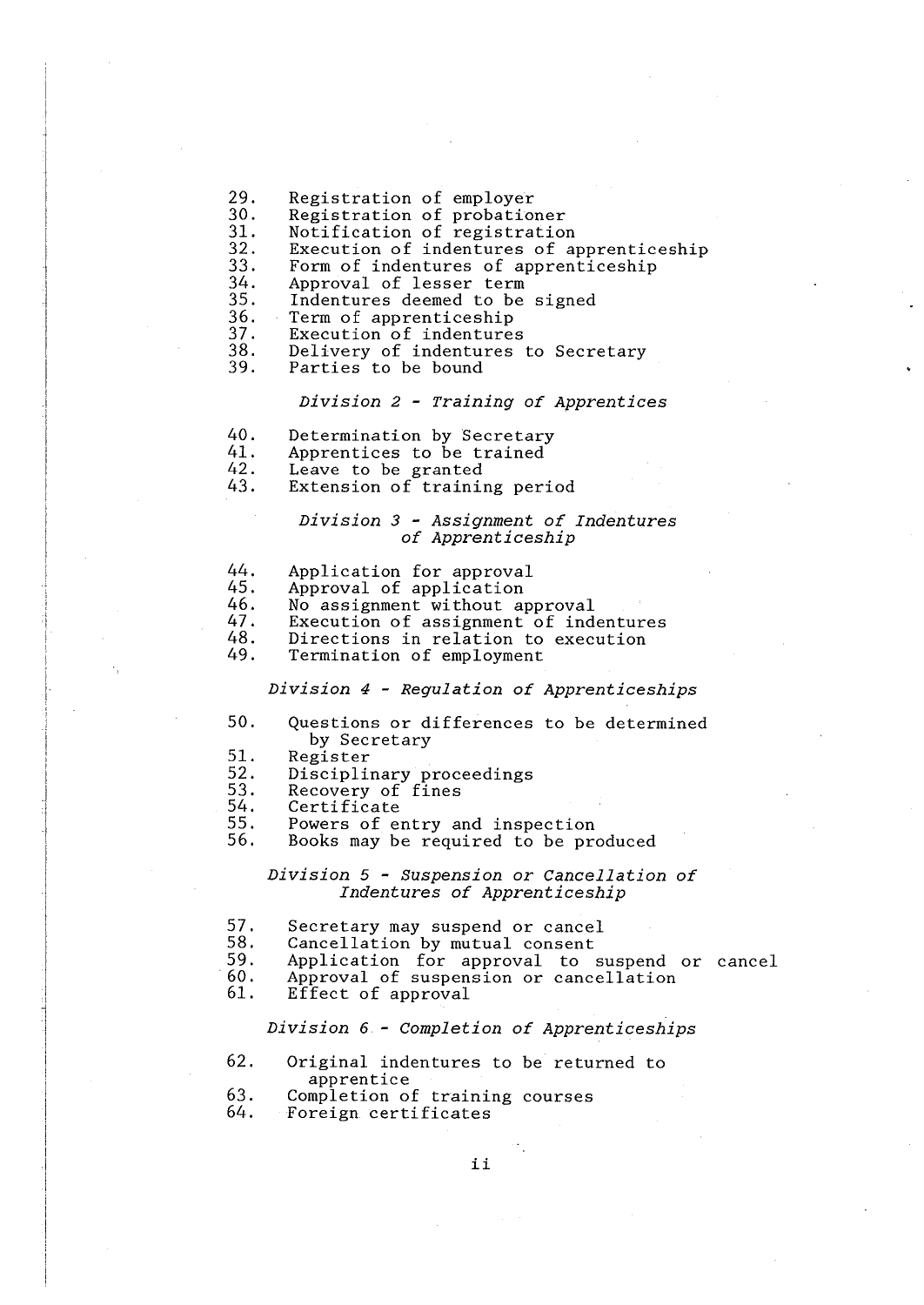29. Registration of employer
30. Registration of probationer
31. Notification of registration
32. Execution of indentures of apprenticeship
33. Form of indentures of apprenticeship
34. Approval of lesser term
35. Indentures deemed to be signed
36. Term of apprenticeship
37. Execution of indentures
38. Delivery of indentures to Secretary
39. Parties to be bound

*Division 2 - Training of Apprentices*

40. Determination by Secretary
41. Apprentices to be trained
42. Leave to be granted
43. Extension of training period

*Division 3 - Assignment of Indentures of Apprenticeship*

44. Application for approval
45. Approval of application
46. No assignment without approval
47. Execution of assignment of indentures
48. Directions in relation to execution
49. Termination of employment

*Division 4 - Regulation of Apprenticeships*

50. Questions or differences to be determined by Secretary
51. Register
52. Disciplinary proceedings
53. Recovery of fines
54. Certificate
55. Powers of entry and inspection
56. Books may be required to be produced

*Division 5 - Suspension or Cancellation of Indentures of Apprenticeship*

57. Secretary may suspend or cancel
58. Cancellation by mutual consent
59. Application for approval to suspend or cancel
60. Approval of suspension or cancellation
61. Effect of approval

*Division 6 - Completion of Apprenticeships*

62. Original indentures to be returned to apprentice
63. Completion of training courses
64. Foreign certificates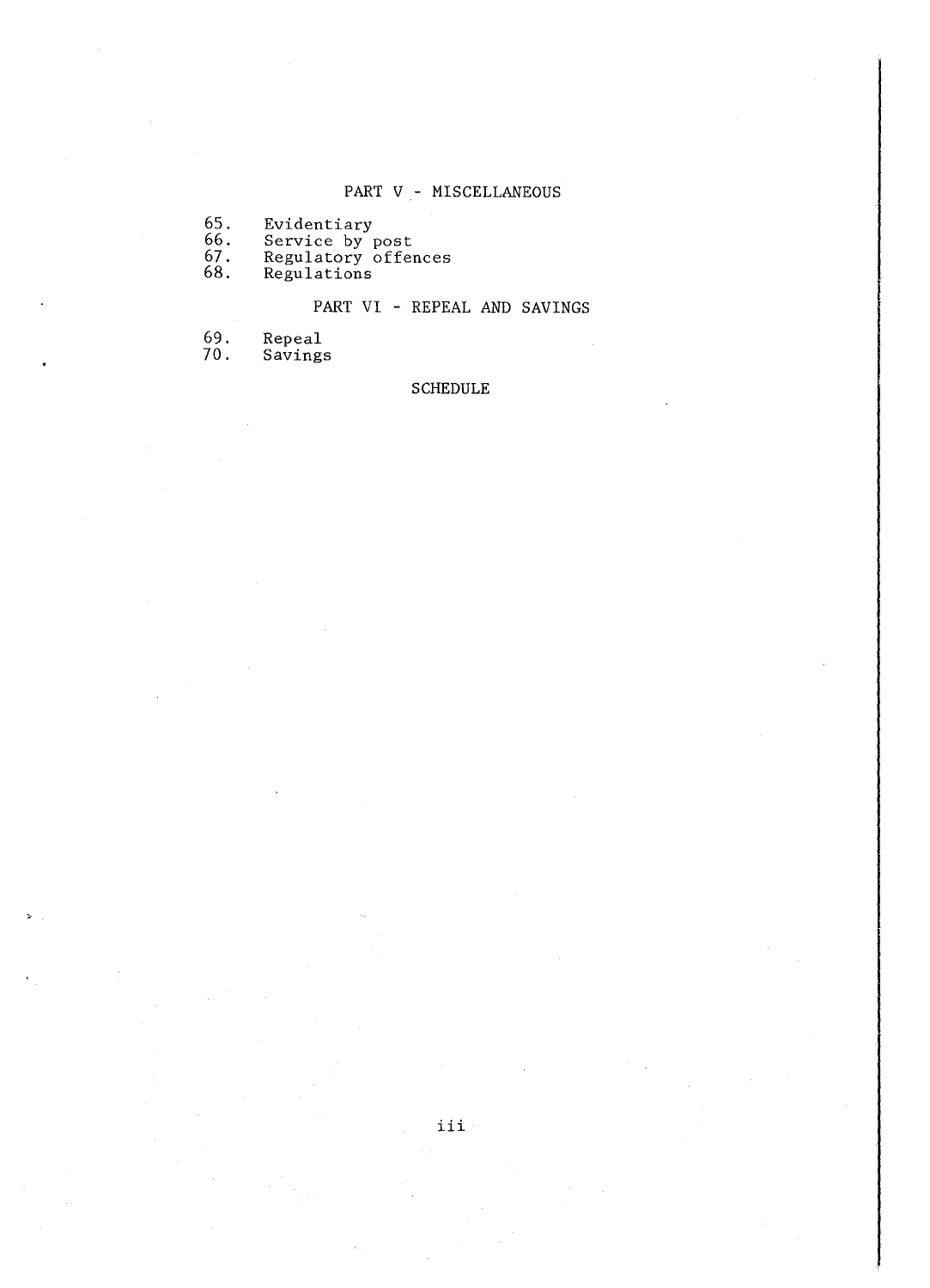## PART V - MISCELLANEOUS

65. Evidentiary
66. Service by post
67. Regulatory offences
68. Regulations

## PART VI - REPEAL AND SAVINGS

69. Repeal
70. Savings

## SCHEDULE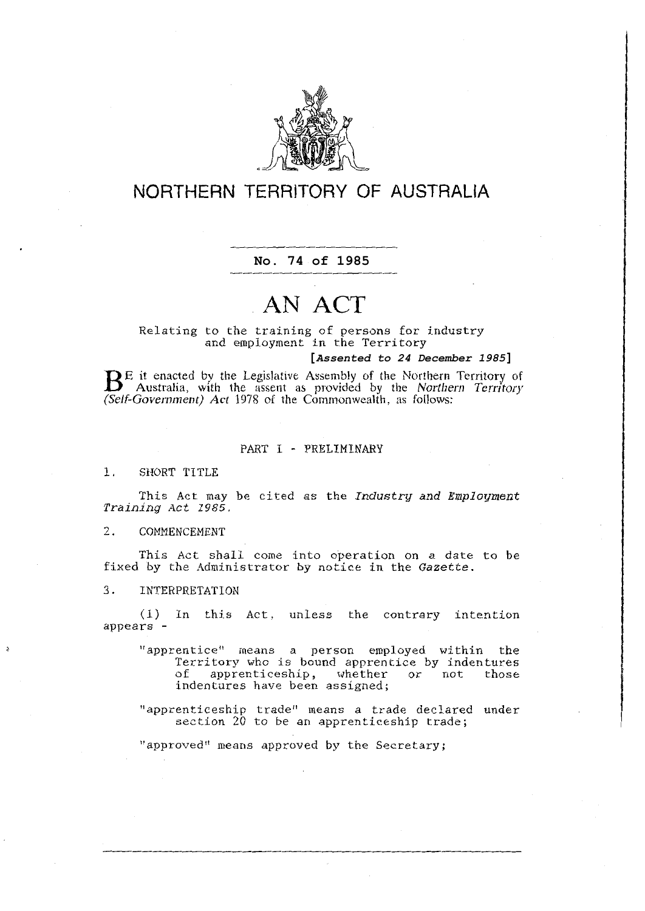# NORTHERN TERRITORY OF AUSTRALIA

**No. 74 of 1985**

# AN ACT

Relating to the training of persons for industry and employment in the Territory

***[Assented to 24 December 1985]***

BE it enacted by the Legislative Assembly of the Northern Territory of Australia, with the assent as provided by the *Northern Territory (Self-Government) Act* 1978 of the Commonwealth, as follows:

## PART I - PRELIMINARY

### 1. SHORT TITLE

This Act may be cited as the *Industry and Employment Training Act 1985*.

### 2. COMMENCEMENT

This Act shall come into operation on a date to be fixed by the Administrator by notice in the *Gazette*.

### 3. INTERPRETATION

(1) In this Act, unless the contrary intention appears -

"apprentice" means a person employed within the Territory who is bound apprentice by indentures of apprenticeship, whether or not those indentures have been assigned;

"apprenticeship trade" means a trade declared under section 20 to be an apprenticeship trade;

"approved" means approved by the Secretary;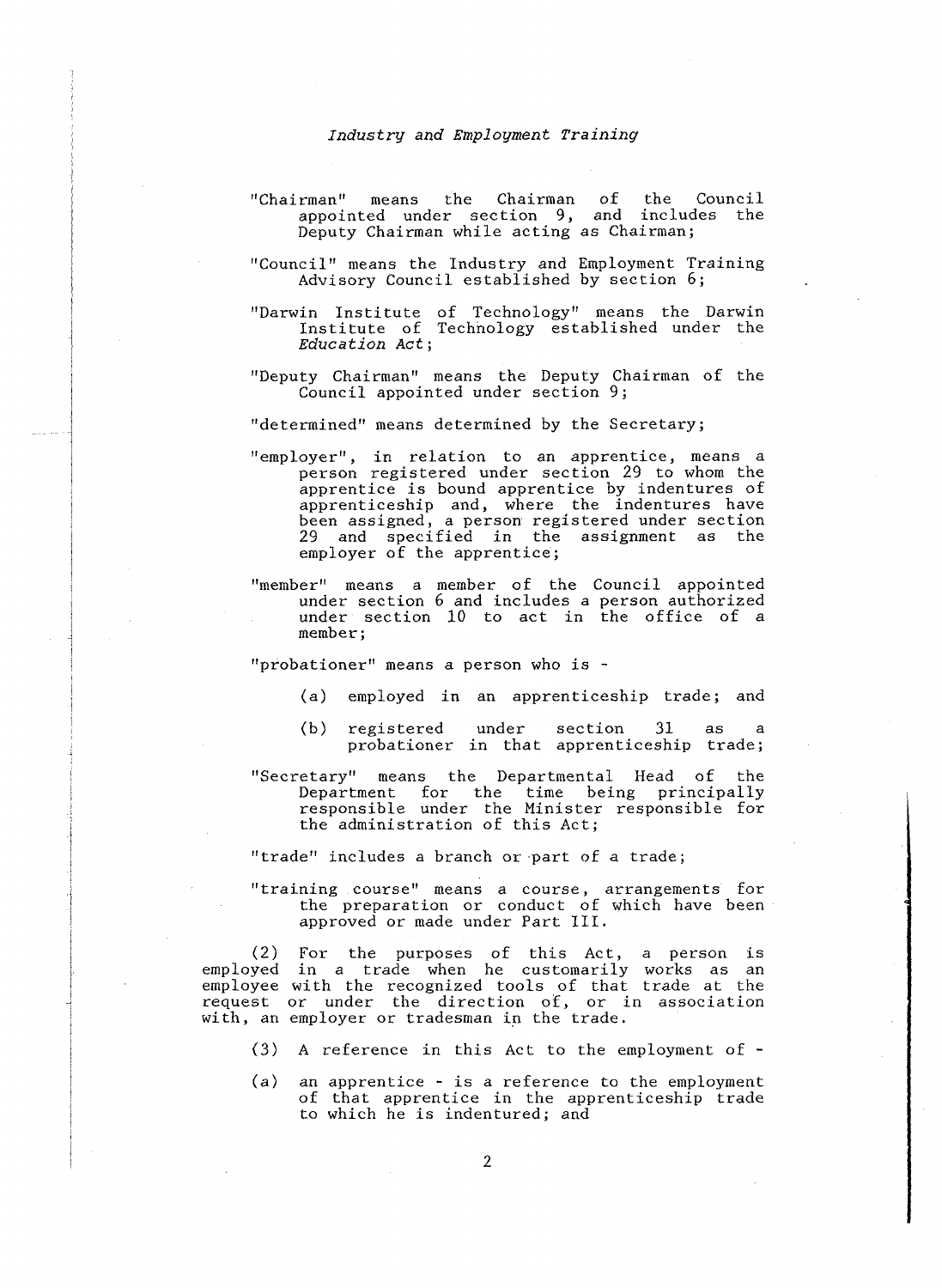"Chairman" means the Chairman of the Council appointed under section 9, and includes the Deputy Chairman while acting as Chairman;

"Council" means the Industry and Employment Training Advisory Council established by section 6;

"Darwin Institute of Technology" means the Darwin Institute of Technology established under the *Education Act*;

"Deputy Chairman" means the Deputy Chairman of the Council appointed under section 9;

"determined" means determined by the Secretary;

"employer", in relation to an apprentice, means a person registered under section 29 to whom the apprentice is bound apprentice by indentures of apprenticeship and, where the indentures have been assigned, a person registered under section 29 and specified in the assignment as the employer of the apprentice;

"member" means a member of the Council appointed under section 6 and includes a person authorized under section 10 to act in the office of a member;

"probationer" means a person who is -

(a) employed in an apprenticeship trade; and

(b) registered under section 31 as a probationer in that apprenticeship trade;

"Secretary" means the Departmental Head of the Department for the time being principally responsible under the Minister responsible for the administration of this Act;

"trade" includes a branch or part of a trade;

"training course" means a course, arrangements for the preparation or conduct of which have been approved or made under Part III.

(2) For the purposes of this Act, a person is employed in a trade when he customarily works as an employee with the recognized tools of that trade at the request or under the direction of, or in association with, an employer or tradesman in the trade.

(3) A reference in this Act to the employment of -

(a) an apprentice - is a reference to the employment of that apprentice in the apprenticeship trade to which he is indentured; and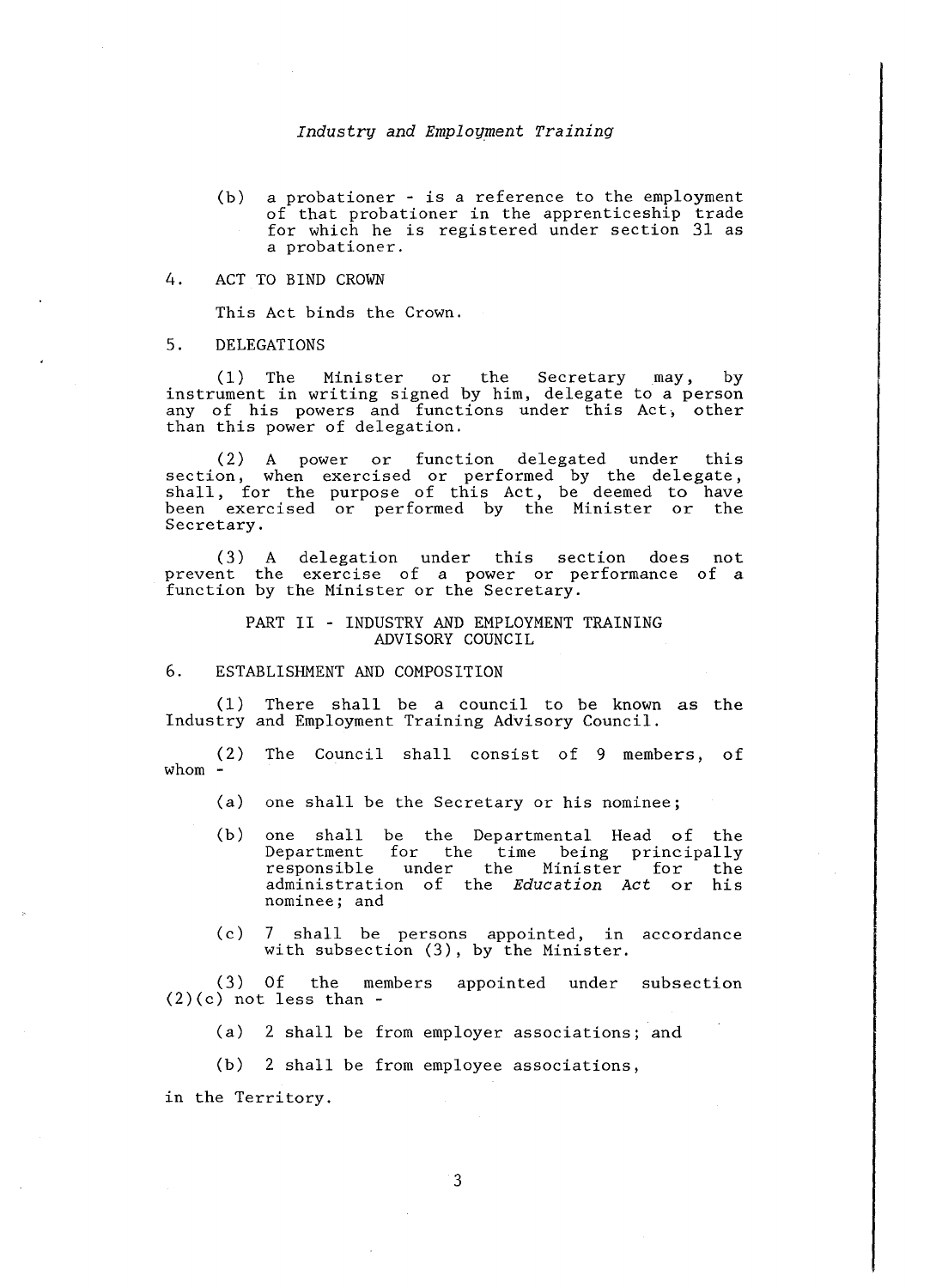(b) a probationer - is a reference to the employment of that probationer in the apprenticeship trade for which he is registered under section 31 as a probationer.

## 4. ACT TO BIND CROWN

This Act binds the Crown.

## 5. DELEGATIONS

(1) The Minister or the Secretary may, by instrument in writing signed by him, delegate to a person any of his powers and functions under this Act, other than this power of delegation.

(2) A power or function delegated under this section, when exercised or performed by the delegate, shall, for the purpose of this Act, be deemed to have been exercised or performed by the Minister or the Secretary.

(3) A delegation under this section does not prevent the exercise of a power or performance of a function by the Minister or the Secretary.

# PART II - INDUSTRY AND EMPLOYMENT TRAINING ADVISORY COUNCIL

## 6. ESTABLISHMENT AND COMPOSITION

(1) There shall be a council to be known as the Industry and Employment Training Advisory Council.

(2) The Council shall consist of 9 members, of whom -

(a) one shall be the Secretary or his nominee;

(b) one shall be the Departmental Head of the Department for the time being principally responsible under the Minister for the administration of the *Education Act* or his nominee; and

(c) 7 shall be persons appointed, in accordance with subsection (3), by the Minister.

(3) Of the members appointed under subsection (2)(c) not less than -

(a) 2 shall be from employer associations; and

(b) 2 shall be from employee associations,

in the Territory.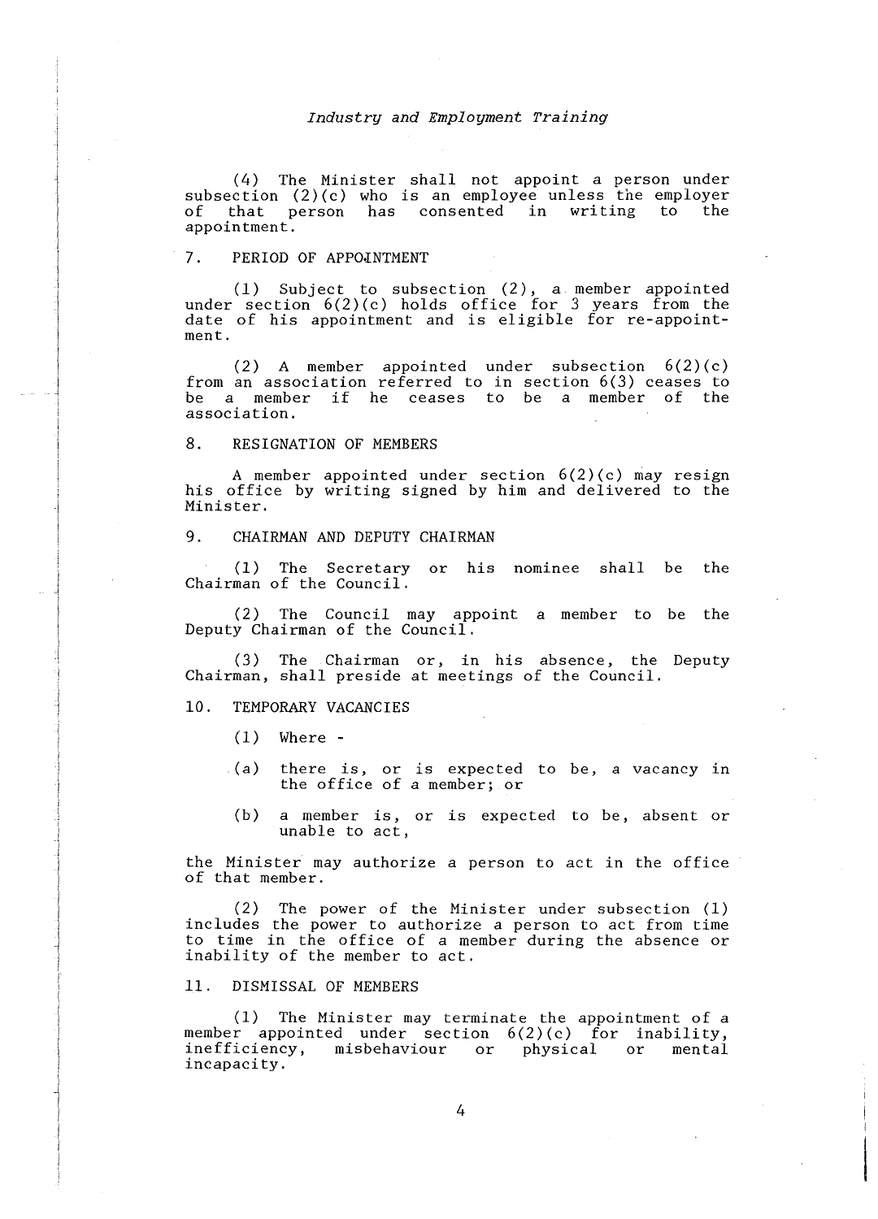(4) The Minister shall not appoint a person under subsection (2)(c) who is an employee unless the employer of that person has consented in writing to the appointment.

## 7. PERIOD OF APPOINTMENT

(1) Subject to subsection (2), a member appointed under section 6(2)(c) holds office for 3 years from the date of his appointment and is eligible for re-appointment.

(2) A member appointed under subsection 6(2)(c) from an association referred to in section 6(3) ceases to be a member if he ceases to be a member of the association.

## 8. RESIGNATION OF MEMBERS

A member appointed under section 6(2)(c) may resign his office by writing signed by him and delivered to the Minister.

## 9. CHAIRMAN AND DEPUTY CHAIRMAN

(1) The Secretary or his nominee shall be the Chairman of the Council.

(2) The Council may appoint a member to be the Deputy Chairman of the Council.

(3) The Chairman or, in his absence, the Deputy Chairman, shall preside at meetings of the Council.

## 10. TEMPORARY VACANCIES

(1) Where -

(a) there is, or is expected to be, a vacancy in the office of a member; or

(b) a member is, or is expected to be, absent or unable to act,

the Minister may authorize a person to act in the office of that member.

(2) The power of the Minister under subsection (1) includes the power to authorize a person to act from time to time in the office of a member during the absence or inability of the member to act.

## 11. DISMISSAL OF MEMBERS

(1) The Minister may terminate the appointment of a member appointed under section 6(2)(c) for inability, inefficiency, misbehaviour or physical or mental incapacity.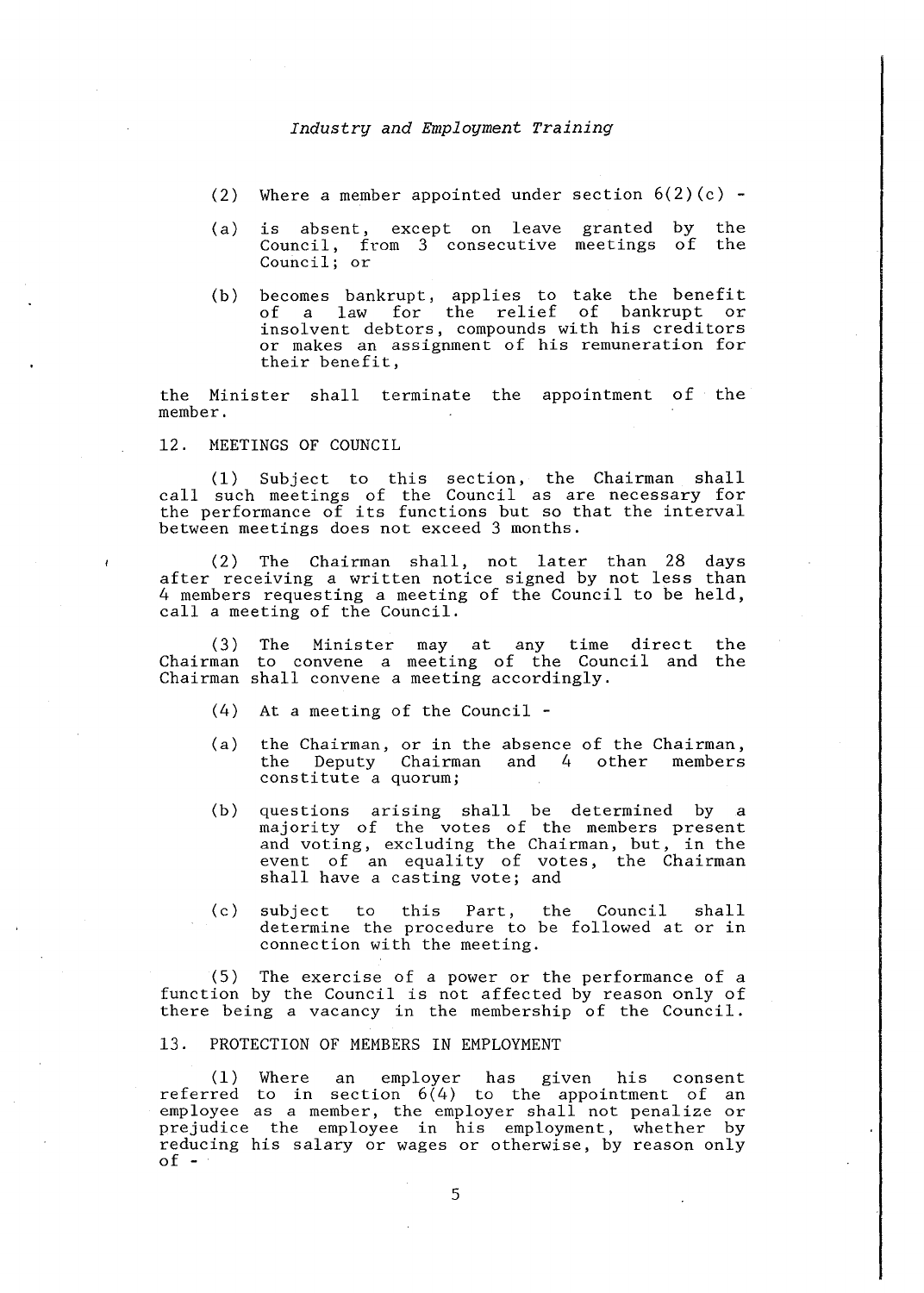(2) Where a member appointed under section 6(2)(c) -

(a) is absent, except on leave granted by the Council, from 3 consecutive meetings of the Council; or

(b) becomes bankrupt, applies to take the benefit of a law for the relief of bankrupt or insolvent debtors, compounds with his creditors or makes an assignment of his remuneration for their benefit,

the Minister shall terminate the appointment of the member.

## 12. MEETINGS OF COUNCIL

(1) Subject to this section, the Chairman shall call such meetings of the Council as are necessary for the performance of its functions but so that the interval between meetings does not exceed 3 months.

(2) The Chairman shall, not later than 28 days after receiving a written notice signed by not less than 4 members requesting a meeting of the Council to be held, call a meeting of the Council.

(3) The Minister may at any time direct the Chairman to convene a meeting of the Council and the Chairman shall convene a meeting accordingly.

(4) At a meeting of the Council -

(a) the Chairman, or in the absence of the Chairman, the Deputy Chairman and 4 other members constitute a quorum;

(b) questions arising shall be determined by a majority of the votes of the members present and voting, excluding the Chairman, but, in the event of an equality of votes, the Chairman shall have a casting vote; and

(c) subject to this Part, the Council shall determine the procedure to be followed at or in connection with the meeting.

(5) The exercise of a power or the performance of a function by the Council is not affected by reason only of there being a vacancy in the membership of the Council.

## 13. PROTECTION OF MEMBERS IN EMPLOYMENT

(1) Where an employer has given his consent referred to in section 6(4) to the appointment of an employee as a member, the employer shall not penalize or prejudice the employee in his employment, whether by reducing his salary or wages or otherwise, by reason only of -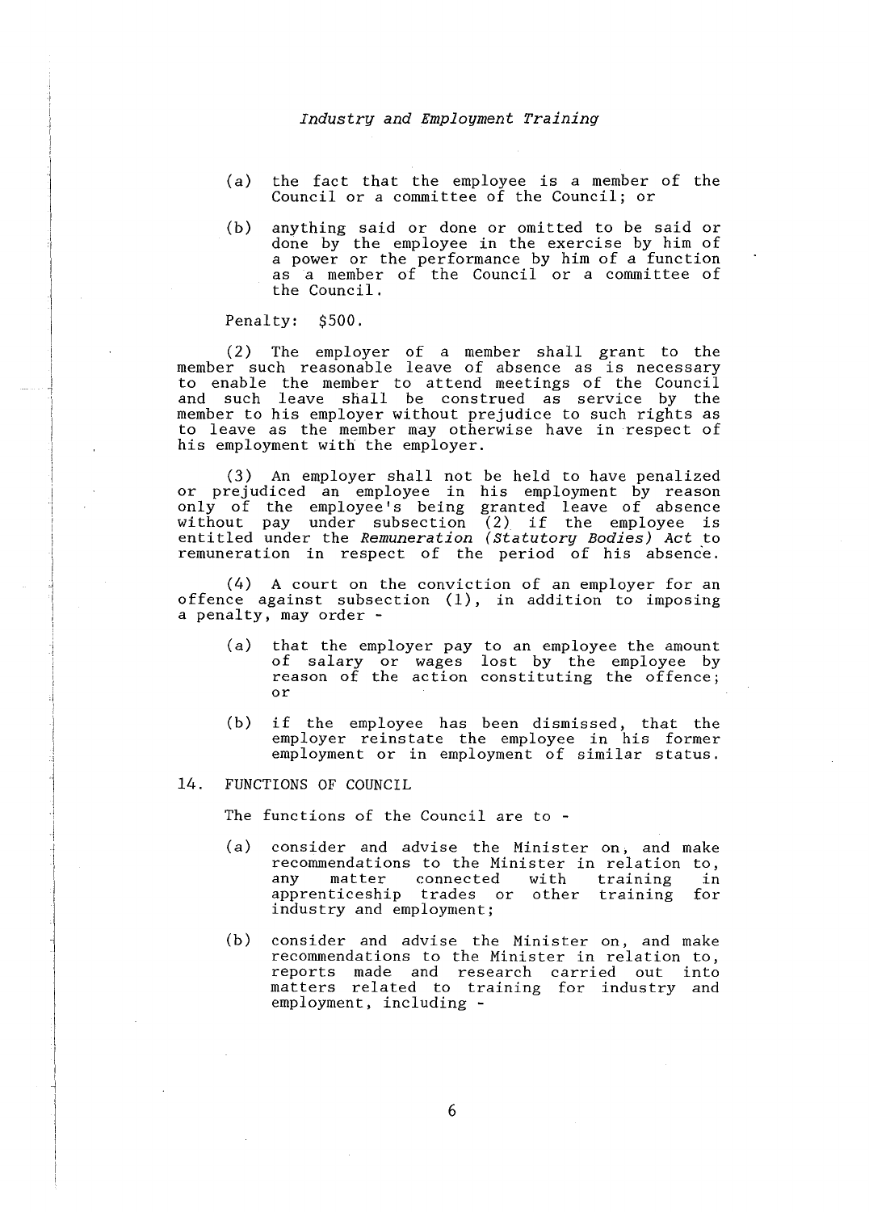(a) the fact that the employee is a member of the Council or a committee of the Council; or

(b) anything said or done or omitted to be said or done by the employee in the exercise by him of a power or the performance by him of a function as a member of the Council or a committee of the Council.

Penalty: $500.

(2) The employer of a member shall grant to the member such reasonable leave of absence as is necessary to enable the member to attend meetings of the Council and such leave shall be construed as service by the member to his employer without prejudice to such rights as to leave as the member may otherwise have in respect of his employment with the employer.

(3) An employer shall not be held to have penalized or prejudiced an employee in his employment by reason only of the employee's being granted leave of absence without pay under subsection (2) if the employee is entitled under the *Remuneration (Statutory Bodies) Act* to remuneration in respect of the period of his absence.

(4) A court on the conviction of an employer for an offence against subsection (1), in addition to imposing a penalty, may order -

(a) that the employer pay to an employee the amount of salary or wages lost by the employee by reason of the action constituting the offence; or

(b) if the employee has been dismissed, that the employer reinstate the employee in his former employment or in employment of similar status.

## 14. FUNCTIONS OF COUNCIL

The functions of the Council are to -

(a) consider and advise the Minister on, and make recommendations to the Minister in relation to, any matter connected with training in apprenticeship trades or other training for industry and employment;

(b) consider and advise the Minister on, and make recommendations to the Minister in relation to, reports made and research carried out into matters related to training for industry and employment, including -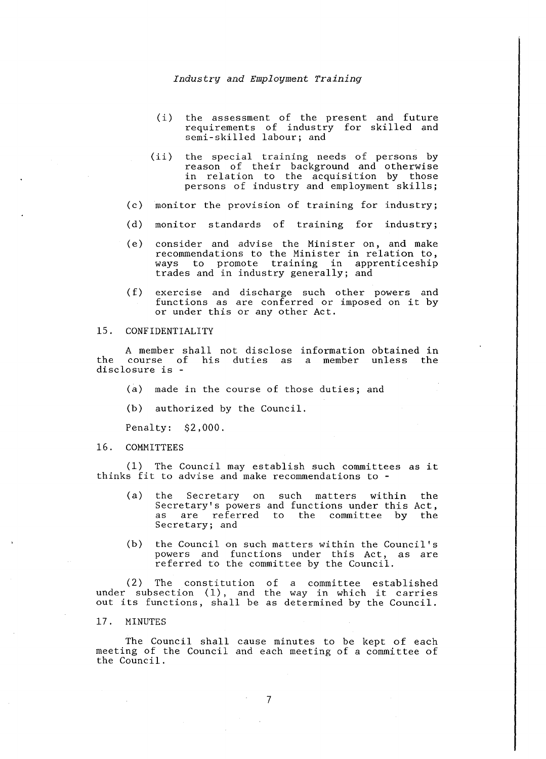(i) the assessment of the present and future requirements of industry for skilled and semi-skilled labour; and

(ii) the special training needs of persons by reason of their background and otherwise in relation to the acquisition by those persons of industry and employment skills;

(c) monitor the provision of training for industry;

(d) monitor standards of training for industry;

(e) consider and advise the Minister on, and make recommendations to the Minister in relation to, ways to promote training in apprenticeship trades and in industry generally; and

(f) exercise and discharge such other powers and functions as are conferred or imposed on it by or under this or any other Act.

15. CONFIDENTIALITY

A member shall not disclose information obtained in the course of his duties as a member unless the disclosure is -

(a) made in the course of those duties; and

(b) authorized by the Council.

Penalty: $2,000.

16. COMMITTEES

(1) The Council may establish such committees as it thinks fit to advise and make recommendations to -

(a) the Secretary on such matters within the Secretary's powers and functions under this Act, as are referred to the committee by the Secretary; and

(b) the Council on such matters within the Council's powers and functions under this Act, as are referred to the committee by the Council.

(2) The constitution of a committee established under subsection (1), and the way in which it carries out its functions, shall be as determined by the Council.

17. MINUTES

The Council shall cause minutes to be kept of each meeting of the Council and each meeting of a committee of the Council.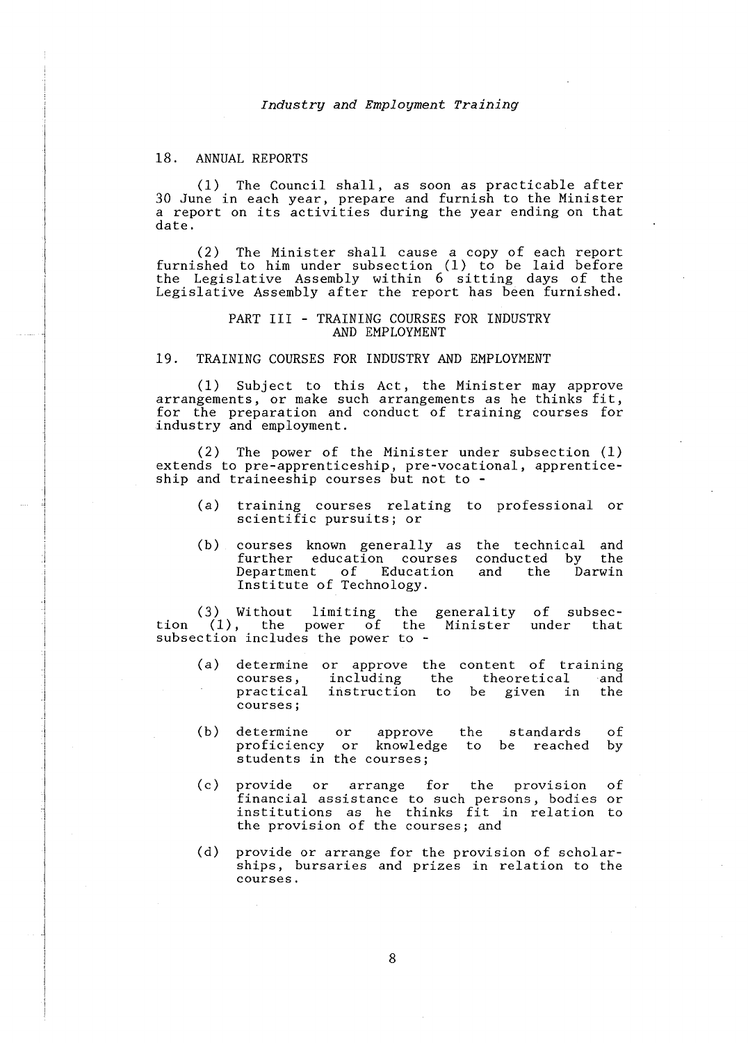## 18. ANNUAL REPORTS

(1) The Council shall, as soon as practicable after 30 June in each year, prepare and furnish to the Minister a report on its activities during the year ending on that date.

(2) The Minister shall cause a copy of each report furnished to him under subsection (1) to be laid before the Legislative Assembly within 6 sitting days of the Legislative Assembly after the report has been furnished.

# PART III - TRAINING COURSES FOR INDUSTRY AND EMPLOYMENT

## 19. TRAINING COURSES FOR INDUSTRY AND EMPLOYMENT

(1) Subject to this Act, the Minister may approve arrangements, or make such arrangements as he thinks fit, for the preparation and conduct of training courses for industry and employment.

(2) The power of the Minister under subsection (1) extends to pre-apprenticeship, pre-vocational, apprenticeship and traineeship courses but not to -

(a) training courses relating to professional or scientific pursuits; or

(b) courses known generally as the technical and further education courses conducted by the Department of Education and the Darwin Institute of Technology.

(3) Without limiting the generality of subsection (1), the power of the Minister under that subsection includes the power to -

(a) determine or approve the content of training courses, including the theoretical and practical instruction to be given in the courses;

(b) determine or approve the standards of proficiency or knowledge to be reached by students in the courses;

(c) provide or arrange for the provision of financial assistance to such persons, bodies or institutions as he thinks fit in relation to the provision of the courses; and

(d) provide or arrange for the provision of scholarships, bursaries and prizes in relation to the courses.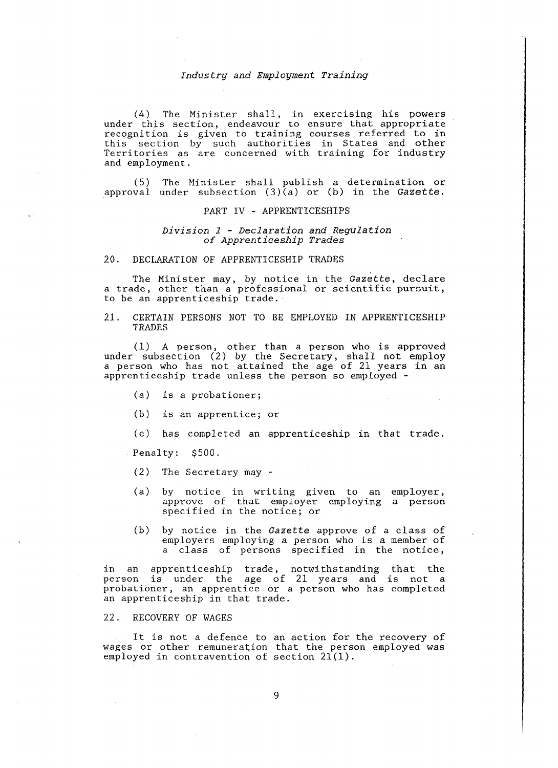(4) The Minister shall, in exercising his powers under this section, endeavour to ensure that appropriate recognition is given to training courses referred to in this section by such authorities in States and other Territories as are concerned with training for industry and employment.

(5) The Minister shall publish a determination or approval under subsection (3)(a) or (b) in the *Gazette*.

## PART IV - APPRENTICESHIPS

### *Division 1 - Declaration and Regulation of Apprenticeship Trades*

#### 20. DECLARATION OF APPRENTICESHIP TRADES

The Minister may, by notice in the *Gazette*, declare a trade, other than a professional or scientific pursuit, to be an apprenticeship trade.

#### 21. CERTAIN PERSONS NOT TO BE EMPLOYED IN APPRENTICESHIP TRADES

(1) A person, other than a person who is approved under subsection (2) by the Secretary, shall not employ a person who has not attained the age of 21 years in an apprenticeship trade unless the person so employed -

(a) is a probationer;

(b) is an apprentice; or

(c) has completed an apprenticeship in that trade.

Penalty: $500.

(2) The Secretary may -

(a) by notice in writing given to an employer, approve of that employer employing a person specified in the notice; or

(b) by notice in the *Gazette* approve of a class of employers employing a person who is a member of a class of persons specified in the notice,

in an apprenticeship trade, notwithstanding that the person is under the age of 21 years and is not a probationer, an apprentice or a person who has completed an apprenticeship in that trade.

#### 22. RECOVERY OF WAGES

It is not a defence to an action for the recovery of wages or other remuneration that the person employed was employed in contravention of section 21(1).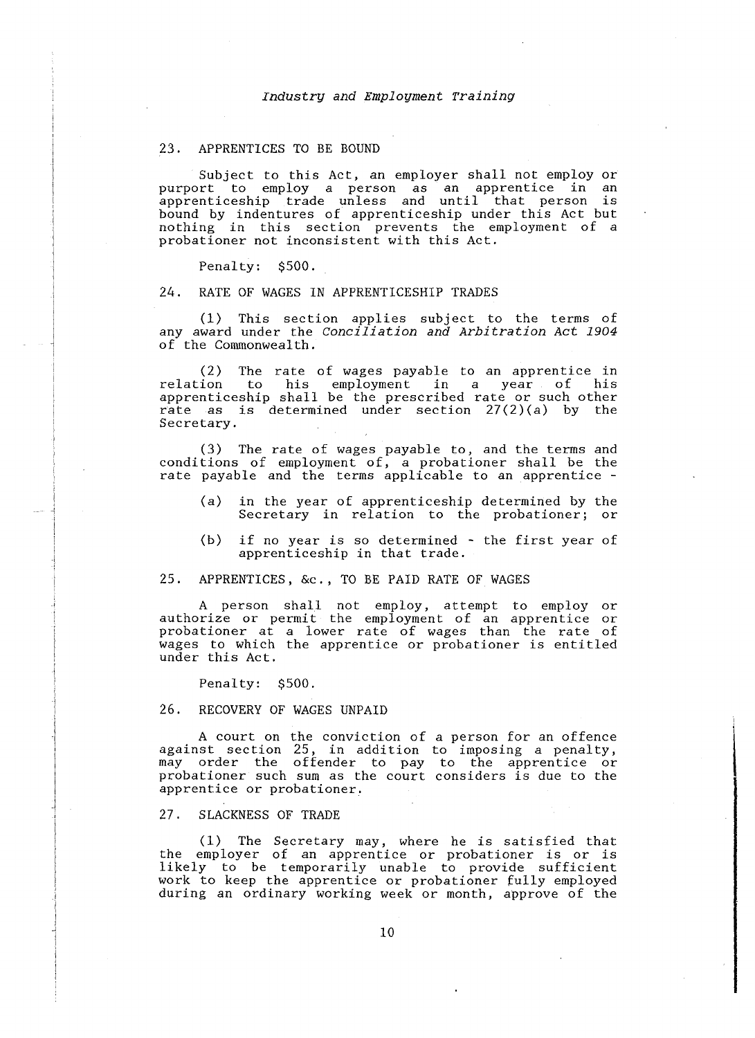## 23. APPRENTICES TO BE BOUND

Subject to this Act, an employer shall not employ or purport to employ a person as an apprentice in an apprenticeship trade unless and until that person is bound by indentures of apprenticeship under this Act but nothing in this section prevents the employment of a probationer not inconsistent with this Act.

Penalty: $500.

## 24. RATE OF WAGES IN APPRENTICESHIP TRADES

(1) This section applies subject to the terms of any award under the *Conciliation and Arbitration Act 1904* of the Commonwealth.

(2) The rate of wages payable to an apprentice in relation to his employment in a year of his apprenticeship shall be the prescribed rate or such other rate as is determined under section 27(2)(a) by the Secretary.

(3) The rate of wages payable to, and the terms and conditions of employment of, a probationer shall be the rate payable and the terms applicable to an apprentice -

- (a) in the year of apprenticeship determined by the Secretary in relation to the probationer; or
- (b) if no year is so determined - the first year of apprenticeship in that trade.

## 25. APPRENTICES, &c., TO BE PAID RATE OF WAGES

A person shall not employ, attempt to employ or authorize or permit the employment of an apprentice or probationer at a lower rate of wages than the rate of wages to which the apprentice or probationer is entitled under this Act.

Penalty: $500.

## 26. RECOVERY OF WAGES UNPAID

A court on the conviction of a person for an offence against section 25, in addition to imposing a penalty, may order the offender to pay to the apprentice or probationer such sum as the court considers is due to the apprentice or probationer.

## 27. SLACKNESS OF TRADE

(1) The Secretary may, where he is satisfied that the employer of an apprentice or probationer is or is likely to be temporarily unable to provide sufficient work to keep the apprentice or probationer fully employed during an ordinary working week or month, approve of the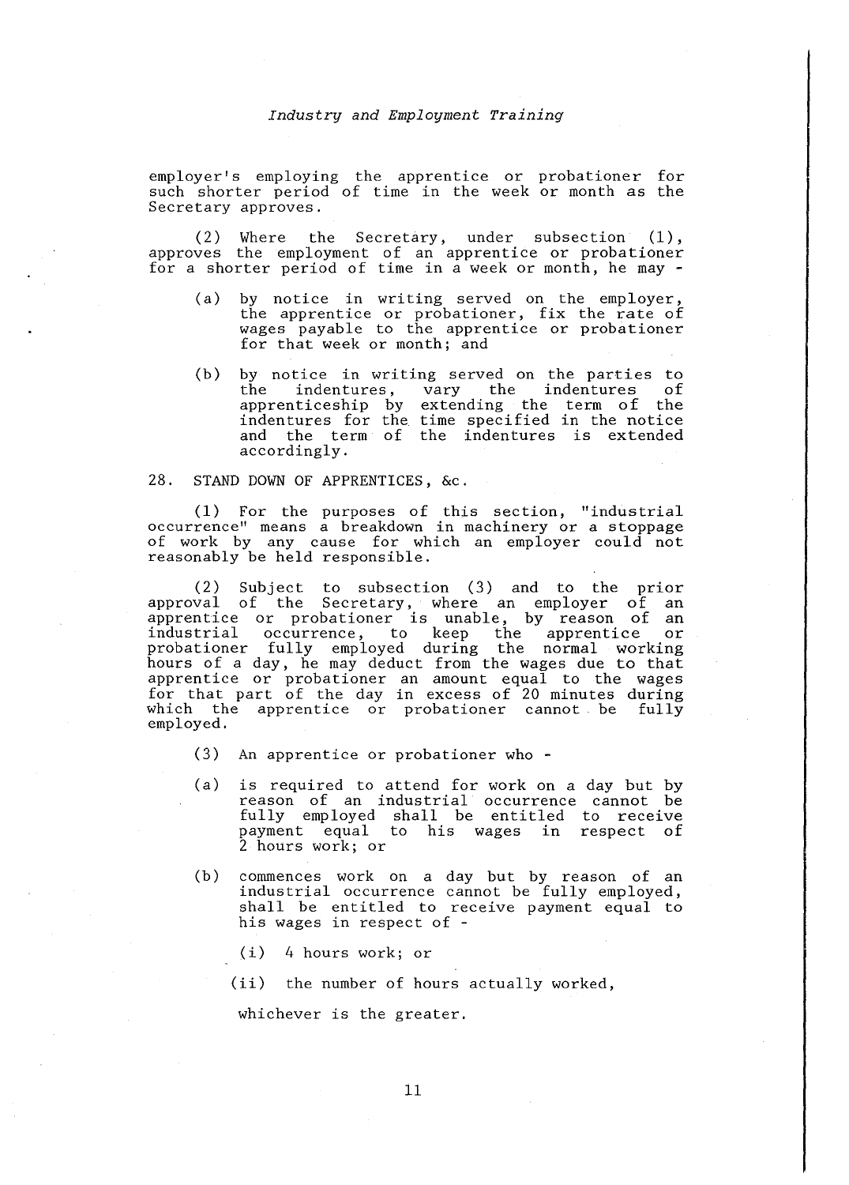employer's employing the apprentice or probationer for such shorter period of time in the week or month as the Secretary approves.

(2) Where the Secretary, under subsection (1), approves the employment of an apprentice or probationer for a shorter period of time in a week or month, he may -

(a) by notice in writing served on the employer, the apprentice or probationer, fix the rate of wages payable to the apprentice or probationer for that week or month; and

(b) by notice in writing served on the parties to the indentures, vary the indentures of apprenticeship by extending the term of the indentures for the time specified in the notice and the term of the indentures is extended accordingly.

## 28. STAND DOWN OF APPRENTICES, &c.

(1) For the purposes of this section, "industrial occurrence" means a breakdown in machinery or a stoppage of work by any cause for which an employer could not reasonably be held responsible.

(2) Subject to subsection (3) and to the prior approval of the Secretary, where an employer of an apprentice or probationer is unable, by reason of an industrial occurrence, to keep the apprentice or probationer fully employed during the normal working hours of a day, he may deduct from the wages due to that apprentice or probationer an amount equal to the wages for that part of the day in excess of 20 minutes during which the apprentice or probationer cannot be fully employed.

(3) An apprentice or probationer who -

(a) is required to attend for work on a day but by reason of an industrial occurrence cannot be fully employed shall be entitled to receive payment equal to his wages in respect of 2 hours work; or

(b) commences work on a day but by reason of an industrial occurrence cannot be fully employed, shall be entitled to receive payment equal to his wages in respect of -

(i) 4 hours work; or

(ii) the number of hours actually worked,

whichever is the greater.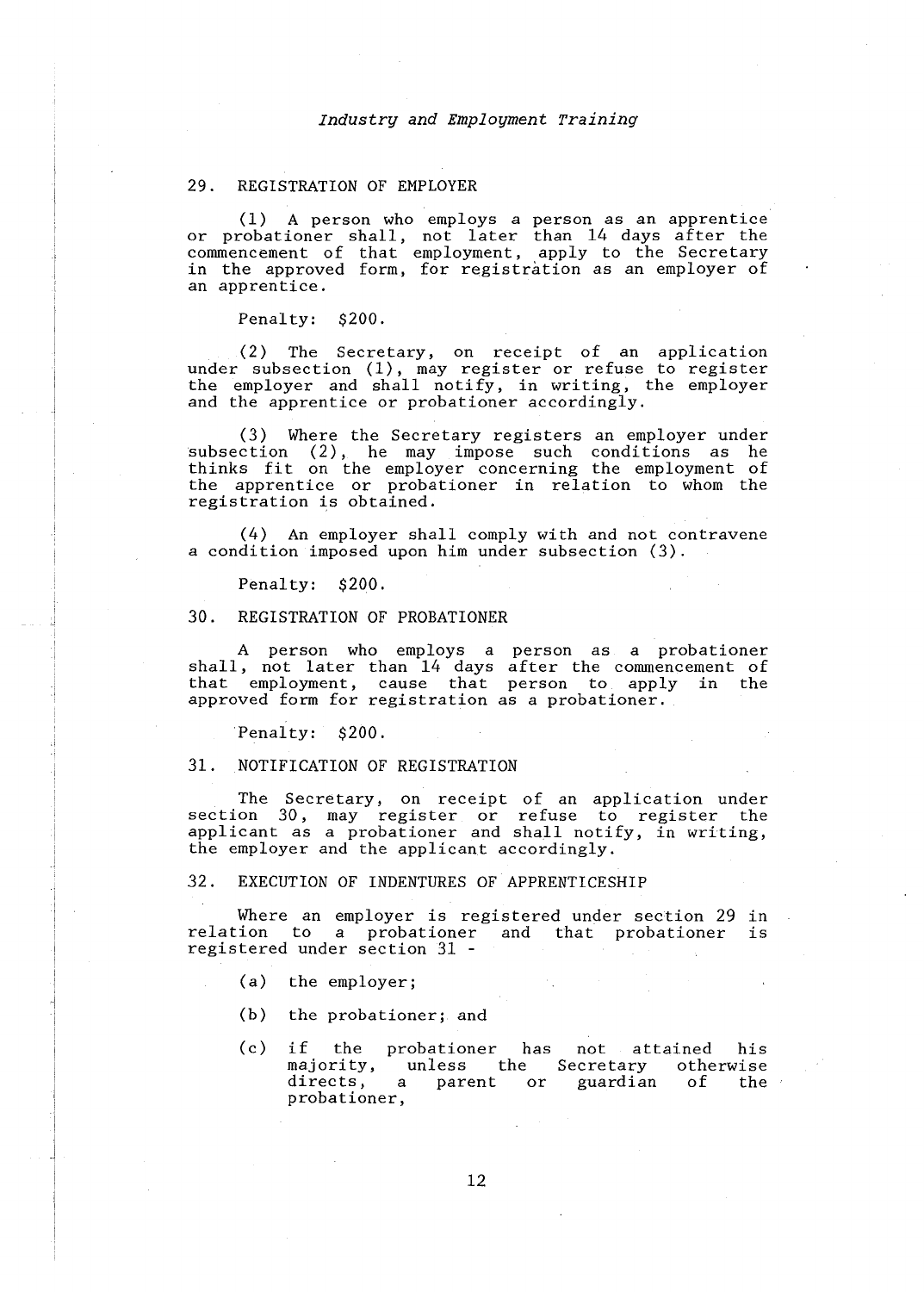## 29. REGISTRATION OF EMPLOYER

(1) A person who employs a person as an apprentice or probationer shall, not later than 14 days after the commencement of that employment, apply to the Secretary in the approved form, for registration as an employer of an apprentice.

Penalty: $200.

(2) The Secretary, on receipt of an application under subsection (1), may register or refuse to register the employer and shall notify, in writing, the employer and the apprentice or probationer accordingly.

(3) Where the Secretary registers an employer under subsection (2), he may impose such conditions as he thinks fit on the employer concerning the employment of the apprentice or probationer in relation to whom the registration is obtained.

(4) An employer shall comply with and not contravene a condition imposed upon him under subsection (3).

Penalty: $200.

## 30. REGISTRATION OF PROBATIONER

A person who employs a person as a probationer shall, not later than 14 days after the commencement of that employment, cause that person to apply in the approved form for registration as a probationer.

Penalty: $200.

## 31. NOTIFICATION OF REGISTRATION

The Secretary, on receipt of an application under section 30, may register or refuse to register the applicant as a probationer and shall notify, in writing, the employer and the applicant accordingly.

## 32. EXECUTION OF INDENTURES OF APPRENTICESHIP

Where an employer is registered under section 29 in relation to a probationer and that probationer is registered under section 31 -

(a) the employer;

(b) the probationer; and

(c) if the probationer has not attained his majority, unless the Secretary otherwise directs, a parent or guardian of the probationer,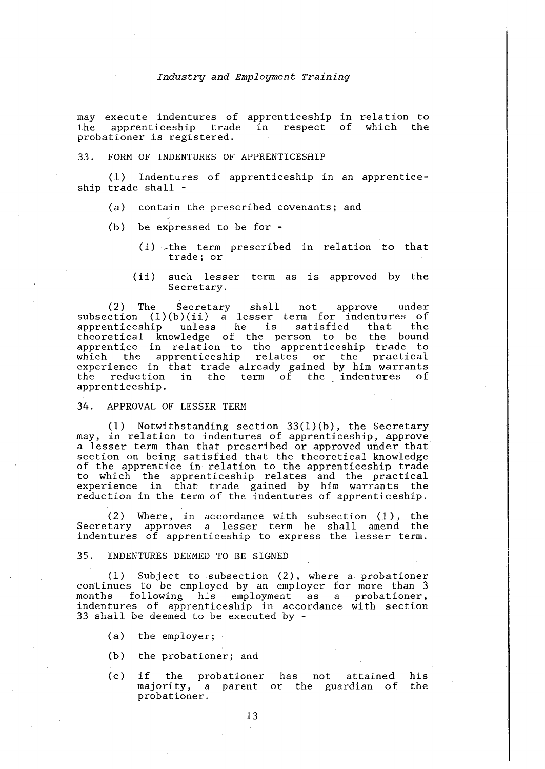may execute indentures of apprenticeship in relation to the apprenticeship trade in respect of which the probationer is registered.

### 33. FORM OF INDENTURES OF APPRENTICESHIP

(1) Indentures of apprenticeship in an apprenticeship trade shall -

(a) contain the prescribed covenants; and

(b) be expressed to be for -

(i) the term prescribed in relation to that trade; or

(ii) such lesser term as is approved by the Secretary.

(2) The Secretary shall not approve under subsection (1)(b)(ii) a lesser term for indentures of apprenticeship unless he is satisfied that the theoretical knowledge of the person to be the bound apprentice in relation to the apprenticeship trade to which the apprenticeship relates or the practical experience in that trade already gained by him warrants the reduction in the term of the indentures of apprenticeship.

### 34. APPROVAL OF LESSER TERM

(1) Notwithstanding section 33(1)(b), the Secretary may, in relation to indentures of apprenticeship, approve a lesser term than that prescribed or approved under that section on being satisfied that the theoretical knowledge of the apprentice in relation to the apprenticeship trade to which the apprenticeship relates and the practical experience in that trade gained by him warrants the reduction in the term of the indentures of apprenticeship.

(2) Where, in accordance with subsection (1), the Secretary approves a lesser term he shall amend the indentures of apprenticeship to express the lesser term.

### 35. INDENTURES DEEMED TO BE SIGNED

(1) Subject to subsection (2), where a probationer continues to be employed by an employer for more than 3 months following his employment as a probationer, indentures of apprenticeship in accordance with section 33 shall be deemed to be executed by -

(a) the employer;

(b) the probationer; and

(c) if the probationer has not attained his majority, a parent or the guardian of the probationer.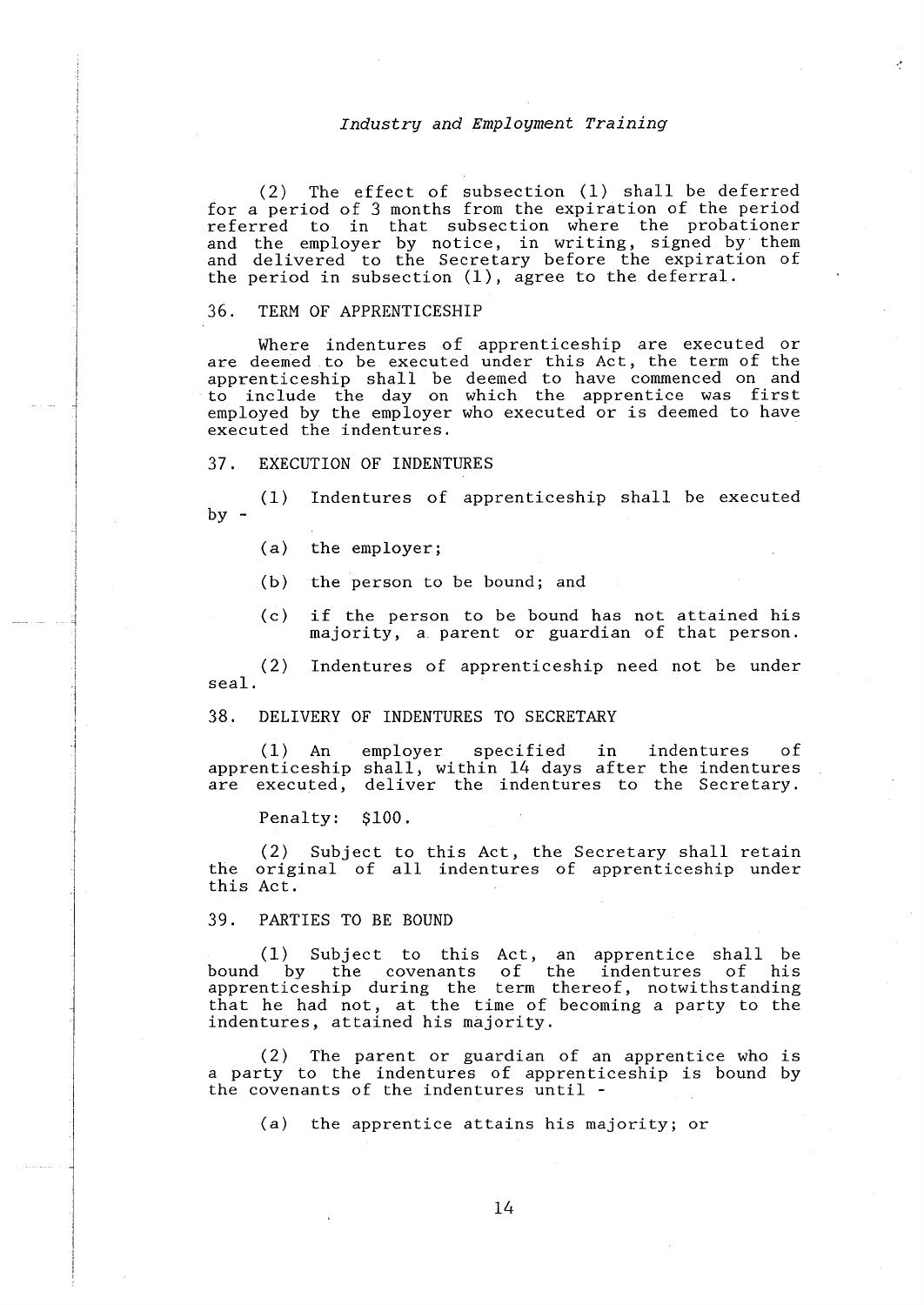(2) The effect of subsection (1) shall be deferred for a period of 3 months from the expiration of the period referred to in that subsection where the probationer and the employer by notice, in writing, signed by them and delivered to the Secretary before the expiration of the period in subsection (1), agree to the deferral.

## 36. TERM OF APPRENTICESHIP

Where indentures of apprenticeship are executed or are deemed to be executed under this Act, the term of the apprenticeship shall be deemed to have commenced on and to include the day on which the apprentice was first employed by the employer who executed or is deemed to have executed the indentures.

## 37. EXECUTION OF INDENTURES

(1) Indentures of apprenticeship shall be executed by -

(a) the employer;

(b) the person to be bound; and

(c) if the person to be bound has not attained his majority, a parent or guardian of that person.

(2) Indentures of apprenticeship need not be under seal.

## 38. DELIVERY OF INDENTURES TO SECRETARY

(1) An employer specified in indentures of apprenticeship shall, within 14 days after the indentures are executed, deliver the indentures to the Secretary.

Penalty: $100.

(2) Subject to this Act, the Secretary shall retain the original of all indentures of apprenticeship under this Act.

## 39. PARTIES TO BE BOUND

(1) Subject to this Act, an apprentice shall be bound by the covenants of the indentures of his apprenticeship during the term thereof, notwithstanding that he had not, at the time of becoming a party to the indentures, attained his majority.

(2) The parent or guardian of an apprentice who is a party to the indentures of apprenticeship is bound by the covenants of the indentures until -

(a) the apprentice attains his majority; or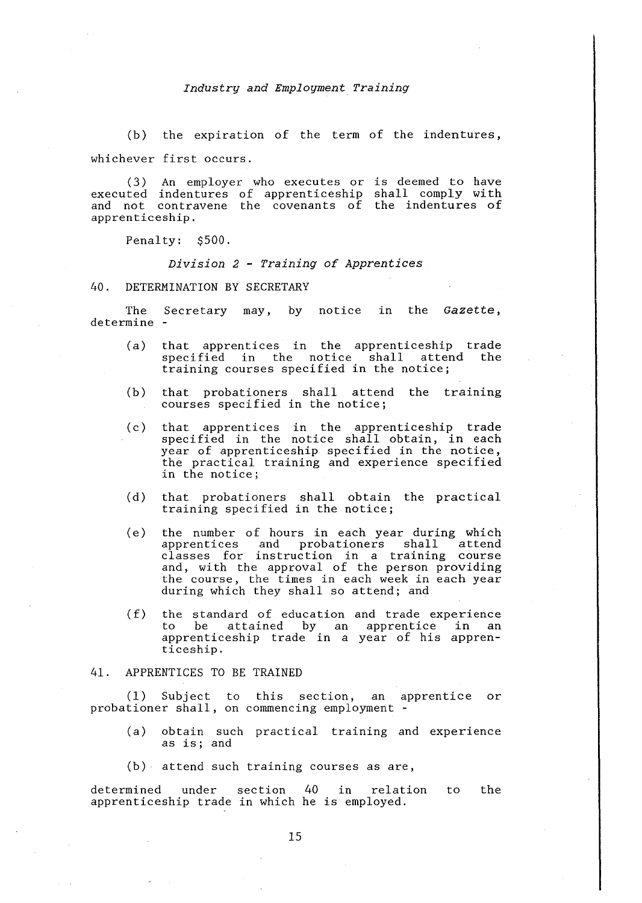(b) the expiration of the term of the indentures,

whichever first occurs.

(3) An employer who executes or is deemed to have executed indentures of apprenticeship shall comply with and not contravene the covenants of the indentures of apprenticeship.

Penalty: $500.

### *Division 2 - Training of Apprentices*

40. DETERMINATION BY SECRETARY

The Secretary may, by notice in the *Gazette*, determine -

(a) that apprentices in the apprenticeship trade specified in the notice shall attend the training courses specified in the notice;

(b) that probationers shall attend the training courses specified in the notice;

(c) that apprentices in the apprenticeship trade specified in the notice shall obtain, in each year of apprenticeship specified in the notice, the practical training and experience specified in the notice;

(d) that probationers shall obtain the practical training specified in the notice;

(e) the number of hours in each year during which apprentices and probationers shall attend classes for instruction in a training course and, with the approval of the person providing the course, the times in each week in each year during which they shall so attend; and

(f) the standard of education and trade experience to be attained by an apprentice in an apprenticeship trade in a year of his apprenticeship.

41. APPRENTICES TO BE TRAINED

(1) Subject to this section, an apprentice or probationer shall, on commencing employment -

(a) obtain such practical training and experience as is; and

(b) attend such training courses as are,

determined under section 40 in relation to the apprenticeship trade in which he is employed.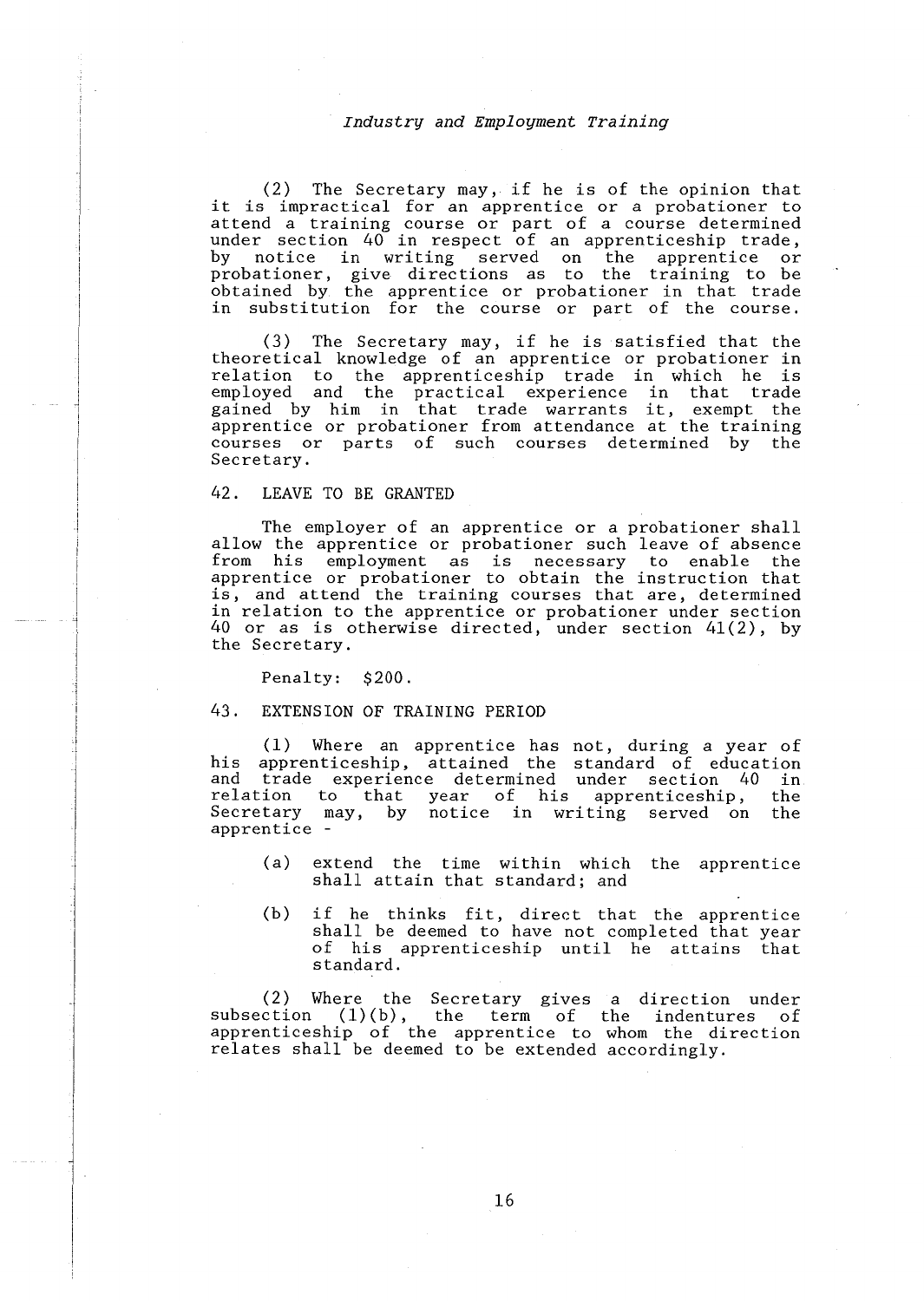(2) The Secretary may, if he is of the opinion that it is impractical for an apprentice or a probationer to attend a training course or part of a course determined under section 40 in respect of an apprenticeship trade, by notice in writing served on the apprentice or probationer, give directions as to the training to be obtained by the apprentice or probationer in that trade in substitution for the course or part of the course.

(3) The Secretary may, if he is satisfied that the theoretical knowledge of an apprentice or probationer in relation to the apprenticeship trade in which he is employed and the practical experience in that trade gained by him in that trade warrants it, exempt the apprentice or probationer from attendance at the training courses or parts of such courses determined by the Secretary.

### 42. LEAVE TO BE GRANTED

The employer of an apprentice or a probationer shall allow the apprentice or probationer such leave of absence from his employment as is necessary to enable the apprentice or probationer to obtain the instruction that is, and attend the training courses that are, determined in relation to the apprentice or probationer under section 40 or as is otherwise directed, under section 41(2), by the Secretary.

Penalty: $200.

### 43. EXTENSION OF TRAINING PERIOD

(1) Where an apprentice has not, during a year of his apprenticeship, attained the standard of education and trade experience determined under section 40 in relation to that year of his apprenticeship, the Secretary may, by notice in writing served on the apprentice -

- (a) extend the time within which the apprentice shall attain that standard; and
- (b) if he thinks fit, direct that the apprentice shall be deemed to have not completed that year of his apprenticeship until he attains that standard.

(2) Where the Secretary gives a direction under subsection (1)(b), the term of the indentures of apprenticeship of the apprentice to whom the direction relates shall be deemed to be extended accordingly.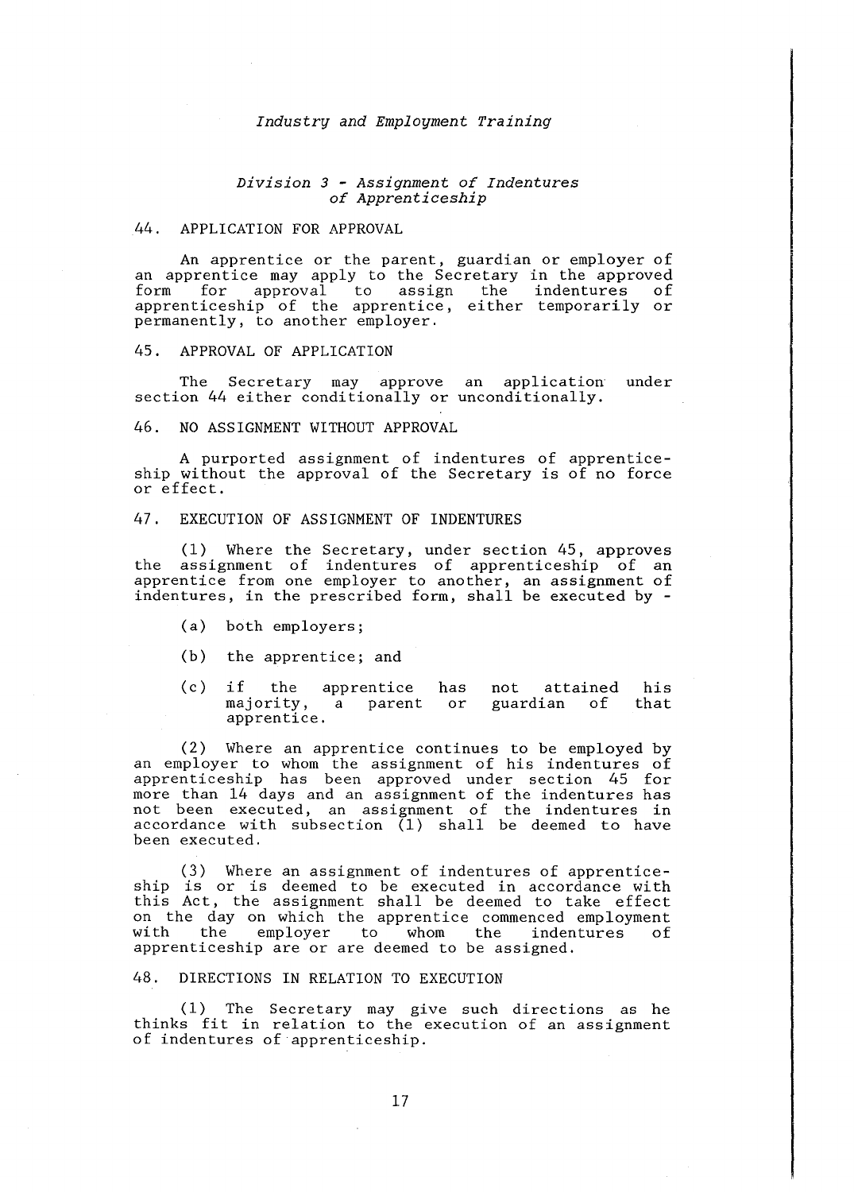## *Division 3 - Assignment of Indentures of Apprenticeship*

### 44. APPLICATION FOR APPROVAL

An apprentice or the parent, guardian or employer of an apprentice may apply to the Secretary in the approved form for approval to assign the indentures of apprenticeship of the apprentice, either temporarily or permanently, to another employer.

### 45. APPROVAL OF APPLICATION

The Secretary may approve an application under section 44 either conditionally or unconditionally.

### 46. NO ASSIGNMENT WITHOUT APPROVAL

A purported assignment of indentures of apprenticeship without the approval of the Secretary is of no force or effect.

### 47. EXECUTION OF ASSIGNMENT OF INDENTURES

(1) Where the Secretary, under section 45, approves the assignment of indentures of apprenticeship of an apprentice from one employer to another, an assignment of indentures, in the prescribed form, shall be executed by -

(a) both employers;

(b) the apprentice; and

(c) if the apprentice has not attained his majority, a parent or guardian of that apprentice.

(2) Where an apprentice continues to be employed by an employer to whom the assignment of his indentures of apprenticeship has been approved under section 45 for more than 14 days and an assignment of the indentures has not been executed, an assignment of the indentures in accordance with subsection (1) shall be deemed to have been executed.

(3) Where an assignment of indentures of apprenticeship is or is deemed to be executed in accordance with this Act, the assignment shall be deemed to take effect on the day on which the apprentice commenced employment with the employer to whom the indentures of apprenticeship are or are deemed to be assigned.

### 48. DIRECTIONS IN RELATION TO EXECUTION

(1) The Secretary may give such directions as he thinks fit in relation to the execution of an assignment of indentures of apprenticeship.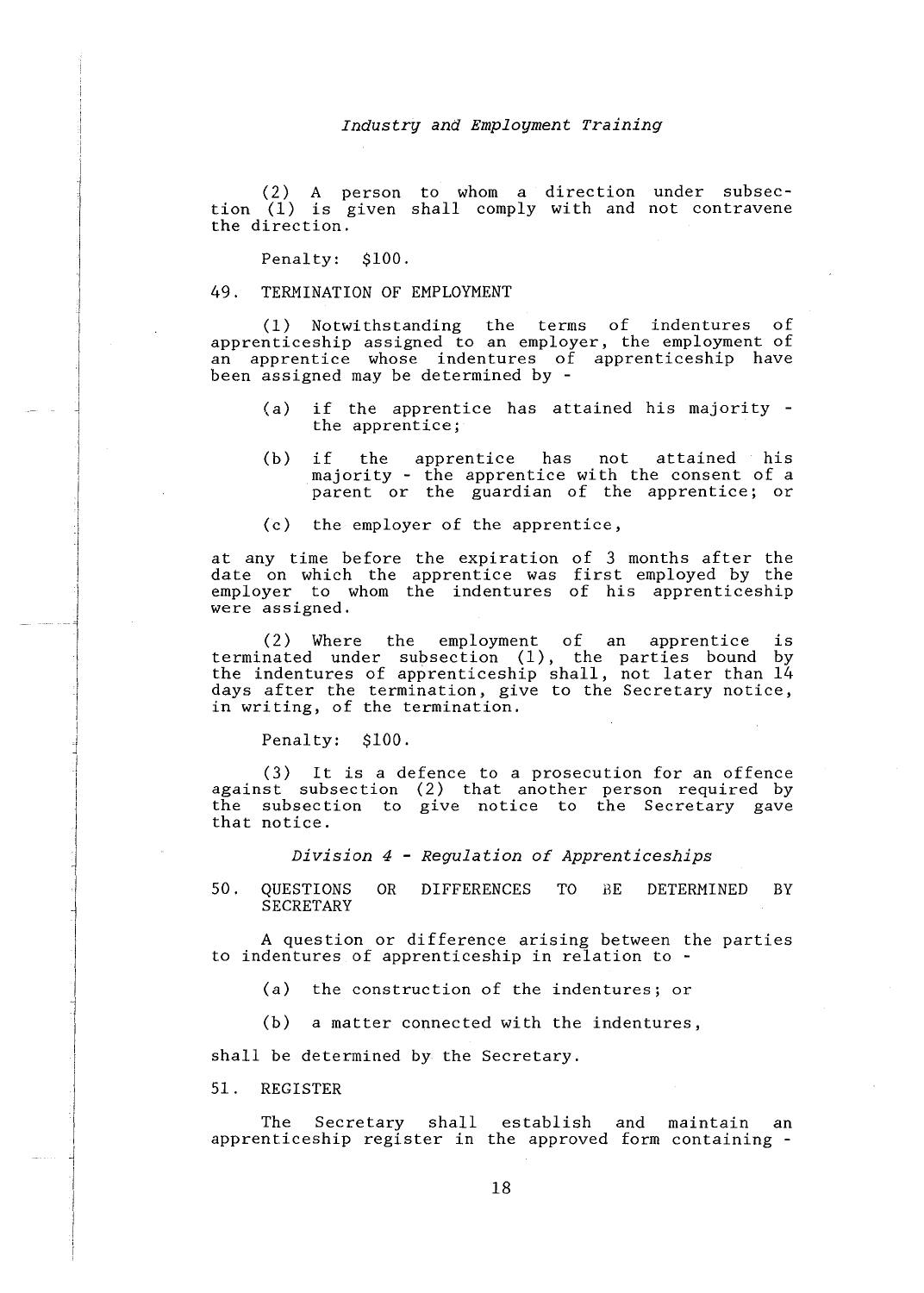(2) A person to whom a direction under subsection (1) is given shall comply with and not contravene the direction.

Penalty: $100.

49. TERMINATION OF EMPLOYMENT

(1) Notwithstanding the terms of indentures of apprenticeship assigned to an employer, the employment of an apprentice whose indentures of apprenticeship have been assigned may be determined by -

(a) if the apprentice has attained his majority - the apprentice;

(b) if the apprentice has not attained his majority - the apprentice with the consent of a parent or the guardian of the apprentice; or

(c) the employer of the apprentice,

at any time before the expiration of 3 months after the date on which the apprentice was first employed by the employer to whom the indentures of his apprenticeship were assigned.

(2) Where the employment of an apprentice is terminated under subsection (1), the parties bound by the indentures of apprenticeship shall, not later than 14 days after the termination, give to the Secretary notice, in writing, of the termination.

Penalty: $100.

(3) It is a defence to a prosecution for an offence against subsection (2) that another person required by the subsection to give notice to the Secretary gave that notice.

*Division 4 - Regulation of Apprenticeships*

50. QUESTIONS OR DIFFERENCES TO BE DETERMINED BY SECRETARY

A question or difference arising between the parties to indentures of apprenticeship in relation to -

(a) the construction of the indentures; or

(b) a matter connected with the indentures,

shall be determined by the Secretary.

51. REGISTER

The Secretary shall establish and maintain an apprenticeship register in the approved form containing -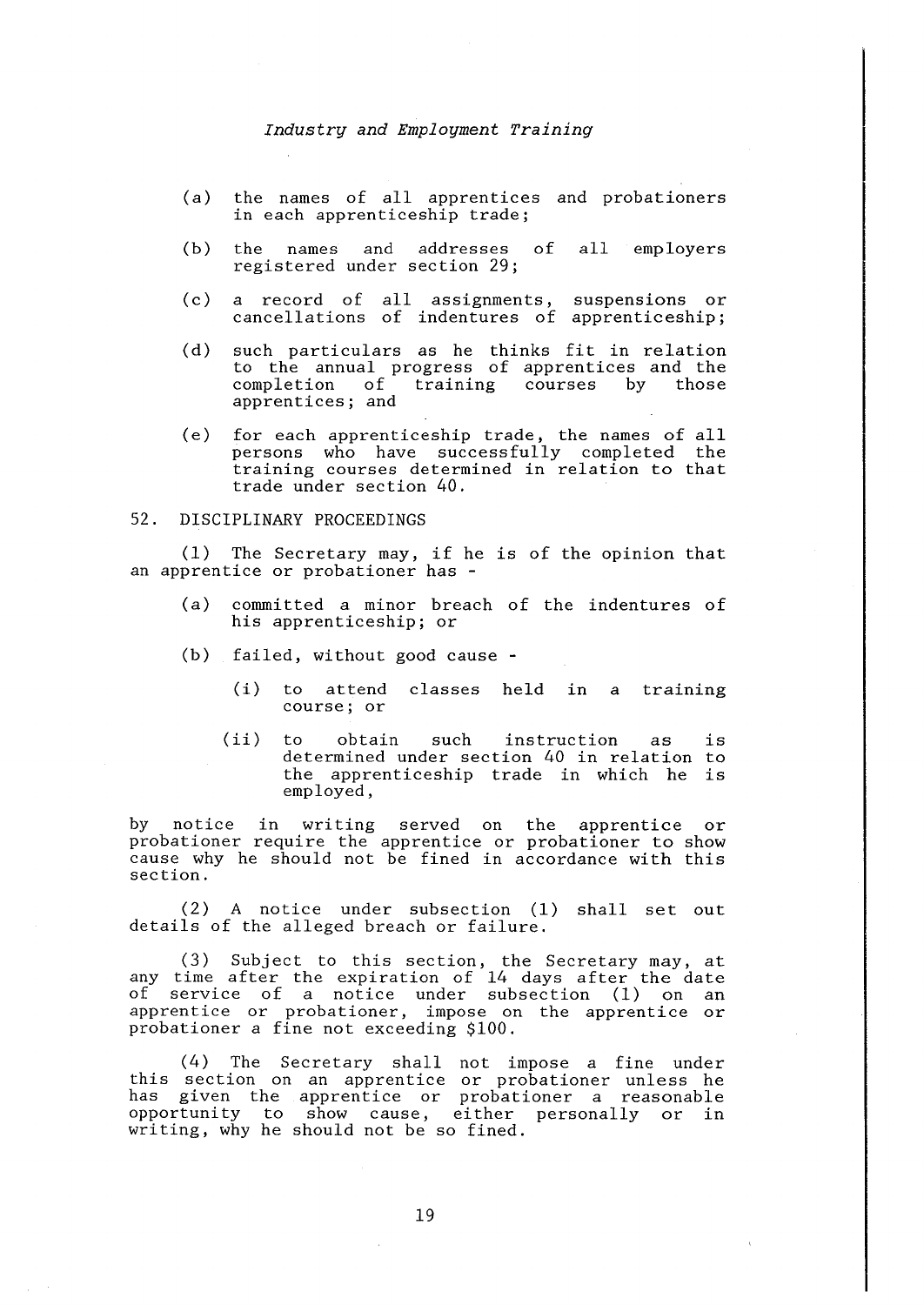(a) the names of all apprentices and probationers in each apprenticeship trade;

(b) the names and addresses of all employers registered under section 29;

(c) a record of all assignments, suspensions or cancellations of indentures of apprenticeship;

(d) such particulars as he thinks fit in relation to the annual progress of apprentices and the completion of training courses by those apprentices; and

(e) for each apprenticeship trade, the names of all persons who have successfully completed the training courses determined in relation to that trade under section 40.

## 52. DISCIPLINARY PROCEEDINGS

(1) The Secretary may, if he is of the opinion that an apprentice or probationer has -

(a) committed a minor breach of the indentures of his apprenticeship; or

(b) failed, without good cause -

  (i) to attend classes held in a training course; or

  (ii) to obtain such instruction as is determined under section 40 in relation to the apprenticeship trade in which he is employed,

by notice in writing served on the apprentice or probationer require the apprentice or probationer to show cause why he should not be fined in accordance with this section.

(2) A notice under subsection (1) shall set out details of the alleged breach or failure.

(3) Subject to this section, the Secretary may, at any time after the expiration of 14 days after the date of service of a notice under subsection (1) on an apprentice or probationer, impose on the apprentice or probationer a fine not exceeding $100.

(4) The Secretary shall not impose a fine under this section on an apprentice or probationer unless he has given the apprentice or probationer a reasonable opportunity to show cause, either personally or in writing, why he should not be so fined.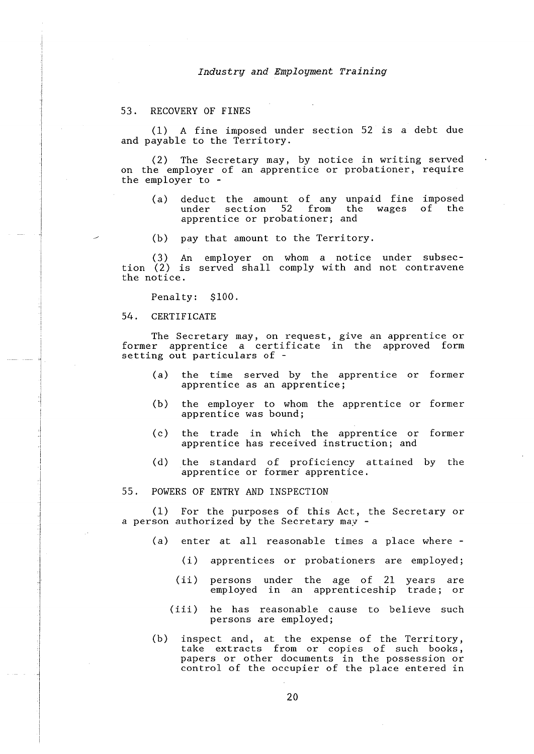## 53. RECOVERY OF FINES

(1) A fine imposed under section 52 is a debt due and payable to the Territory.

(2) The Secretary may, by notice in writing served on the employer of an apprentice or probationer, require the employer to -

- (a) deduct the amount of any unpaid fine imposed under section 52 from the wages of the apprentice or probationer; and
- (b) pay that amount to the Territory.

(3) An employer on whom a notice under subsection (2) is served shall comply with and not contravene the notice.

Penalty: $100.

## 54. CERTIFICATE

The Secretary may, on request, give an apprentice or former apprentice a certificate in the approved form setting out particulars of -

- (a) the time served by the apprentice or former apprentice as an apprentice;
- (b) the employer to whom the apprentice or former apprentice was bound;
- (c) the trade in which the apprentice or former apprentice has received instruction; and
- (d) the standard of proficiency attained by the apprentice or former apprentice.

## 55. POWERS OF ENTRY AND INSPECTION

(1) For the purposes of this Act, the Secretary or a person authorized by the Secretary may -

- (a) enter at all reasonable times a place where -
  - (i) apprentices or probationers are employed;
  - (ii) persons under the age of 21 years are employed in an apprenticeship trade; or
  - (iii) he has reasonable cause to believe such persons are employed;
- (b) inspect and, at the expense of the Territory, take extracts from or copies of such books, papers or other documents in the possession or control of the occupier of the place entered in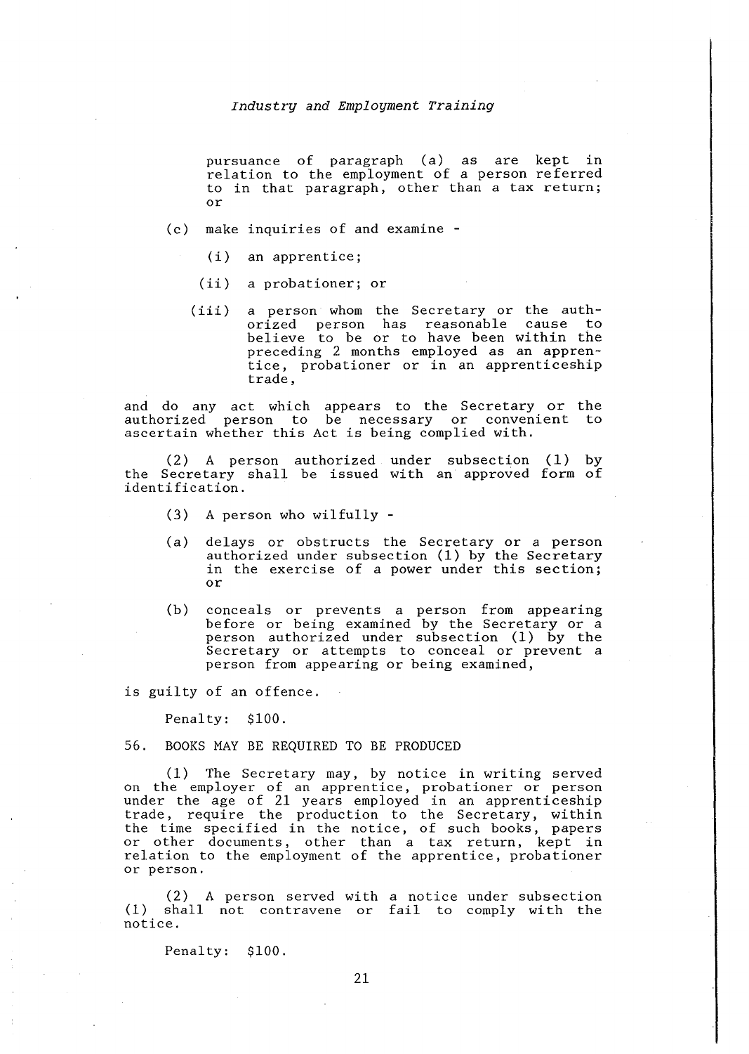pursuance of paragraph (a) as are kept in relation to the employment of a person referred to in that paragraph, other than a tax return; or

(c) make inquiries of and examine -

(i) an apprentice;

(ii) a probationer; or

(iii) a person whom the Secretary or the authorized person has reasonable cause to believe to be or to have been within the preceding 2 months employed as an apprentice, probationer or in an apprenticeship trade,

and do any act which appears to the Secretary or the authorized person to be necessary or convenient to ascertain whether this Act is being complied with.

(2) A person authorized under subsection (1) by the Secretary shall be issued with an approved form of identification.

(3) A person who wilfully -

(a) delays or obstructs the Secretary or a person authorized under subsection (1) by the Secretary in the exercise of a power under this section; or

(b) conceals or prevents a person from appearing before or being examined by the Secretary or a person authorized under subsection (1) by the Secretary or attempts to conceal or prevent a person from appearing or being examined,

is guilty of an offence.

Penalty: $100.

56. BOOKS MAY BE REQUIRED TO BE PRODUCED

(1) The Secretary may, by notice in writing served on the employer of an apprentice, probationer or person under the age of 21 years employed in an apprenticeship trade, require the production to the Secretary, within the time specified in the notice, of such books, papers or other documents, other than a tax return, kept in relation to the employment of the apprentice, probationer or person.

(2) A person served with a notice under subsection (1) shall not contravene or fail to comply with the notice.

Penalty: $100.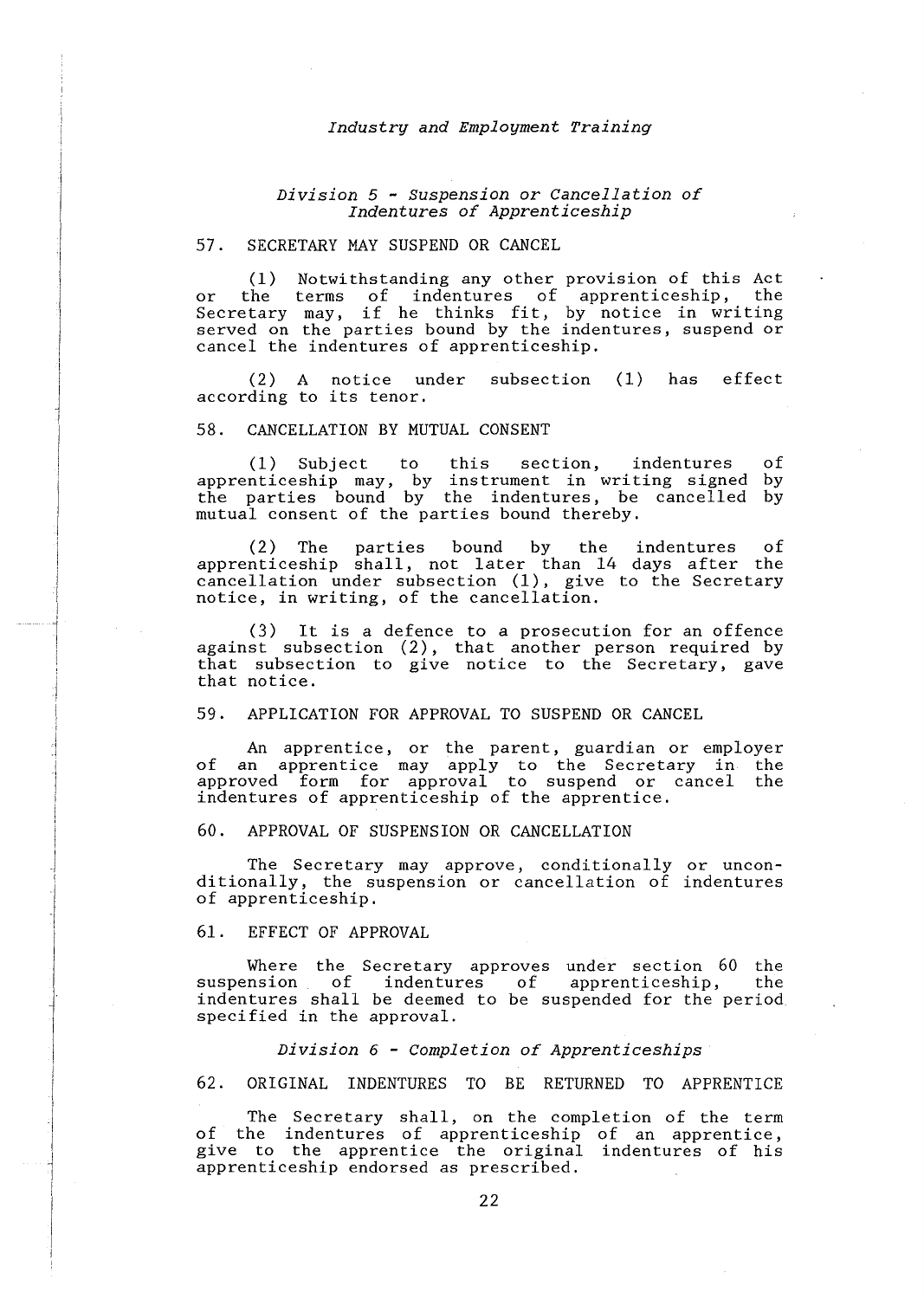### *Division 5 - Suspension or Cancellation of Indentures of Apprenticeship*

#### 57. SECRETARY MAY SUSPEND OR CANCEL

(1) Notwithstanding any other provision of this Act or the terms of indentures of apprenticeship, the Secretary may, if he thinks fit, by notice in writing served on the parties bound by the indentures, suspend or cancel the indentures of apprenticeship.

(2) A notice under subsection (1) has effect according to its tenor.

#### 58. CANCELLATION BY MUTUAL CONSENT

(1) Subject to this section, indentures of apprenticeship may, by instrument in writing signed by the parties bound by the indentures, be cancelled by mutual consent of the parties bound thereby.

(2) The parties bound by the indentures of apprenticeship shall, not later than 14 days after the cancellation under subsection (1), give to the Secretary notice, in writing, of the cancellation.

(3) It is a defence to a prosecution for an offence against subsection (2), that another person required by that subsection to give notice to the Secretary, gave that notice.

#### 59. APPLICATION FOR APPROVAL TO SUSPEND OR CANCEL

An apprentice, or the parent, guardian or employer of an apprentice may apply to the Secretary in the approved form for approval to suspend or cancel the indentures of apprenticeship of the apprentice.

#### 60. APPROVAL OF SUSPENSION OR CANCELLATION

The Secretary may approve, conditionally or unconditionally, the suspension or cancellation of indentures of apprenticeship.

#### 61. EFFECT OF APPROVAL

Where the Secretary approves under section 60 the suspension of indentures of apprenticeship, the indentures shall be deemed to be suspended for the period specified in the approval.

### *Division 6 - Completion of Apprenticeships*

#### 62. ORIGINAL INDENTURES TO BE RETURNED TO APPRENTICE

The Secretary shall, on the completion of the term of the indentures of apprenticeship of an apprentice, give to the apprentice the original indentures of his apprenticeship endorsed as prescribed.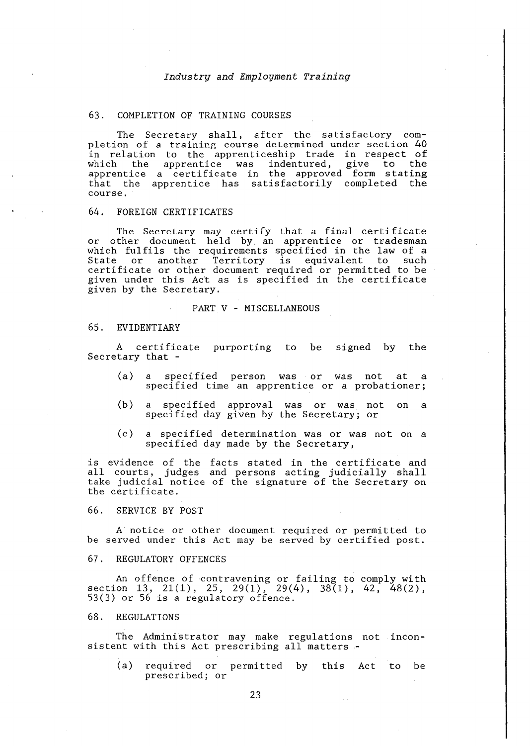### 63. COMPLETION OF TRAINING COURSES

The Secretary shall, after the satisfactory completion of a training course determined under section 40 in relation to the apprenticeship trade in respect of which the apprentice was indentured, give to the apprentice a certificate in the approved form stating that the apprentice has satisfactorily completed the course.

### 64. FOREIGN CERTIFICATES

The Secretary may certify that a final certificate or other document held by an apprentice or tradesman which fulfils the requirements specified in the law of a State or another Territory is equivalent to such certificate or other document required or permitted to be given under this Act as is specified in the certificate given by the Secretary.

## PART V - MISCELLANEOUS

### 65. EVIDENTIARY

A certificate purporting to be signed by the Secretary that -

(a) a specified person was or was not at a specified time an apprentice or a probationer;

(b) a specified approval was or was not on a specified day given by the Secretary; or

(c) a specified determination was or was not on a specified day made by the Secretary,

is evidence of the facts stated in the certificate and all courts, judges and persons acting judicially shall take judicial notice of the signature of the Secretary on the certificate.

### 66. SERVICE BY POST

A notice or other document required or permitted to be served under this Act may be served by certified post.

### 67. REGULATORY OFFENCES

An offence of contravening or failing to comply with section 13, 21(1), 25, 29(1), 29(4), 38(1), 42, 48(2), 53(3) or 56 is a regulatory offence.

### 68. REGULATIONS

The Administrator may make regulations not inconsistent with this Act prescribing all matters -

(a) required or permitted by this Act to be prescribed; or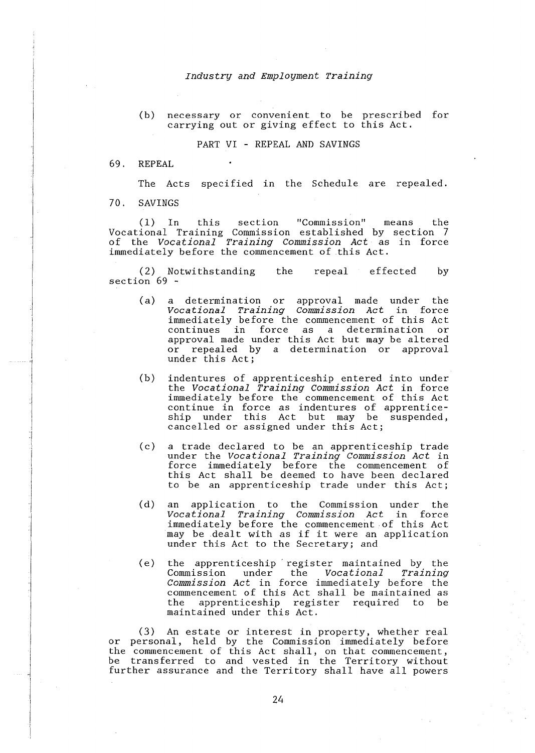(b) necessary or convenient to be prescribed for carrying out or giving effect to this Act.

## PART VI - REPEAL AND SAVINGS

### 69. REPEAL

The Acts specified in the Schedule are repealed.

### 70. SAVINGS

(1) In this section "Commission" means the Vocational Training Commission established by section 7 of the *Vocational Training Commission Act* as in force immediately before the commencement of this Act.

(2) Notwithstanding the repeal effected by section 69 -

(a) a determination or approval made under the *Vocational Training Commission Act* in force immediately before the commencement of this Act continues in force as a determination or approval made under this Act but may be altered or repealed by a determination or approval under this Act;

(b) indentures of apprenticeship entered into under the *Vocational Training Commission Act* in force immediately before the commencement of this Act continue in force as indentures of apprenticeship under this Act but may be suspended, cancelled or assigned under this Act;

(c) a trade declared to be an apprenticeship trade under the *Vocational Training Commission Act* in force immediately before the commencement of this Act shall be deemed to have been declared to be an apprenticeship trade under this Act;

(d) an application to the Commission under the *Vocational Training Commission Act* in force immediately before the commencement of this Act may be dealt with as if it were an application under this Act to the Secretary; and

(e) the apprenticeship register maintained by the Commission under the *Vocational Training Commission Act* in force immediately before the commencement of this Act shall be maintained as the apprenticeship register required to be maintained under this Act.

(3) An estate or interest in property, whether real or personal, held by the Commission immediately before the commencement of this Act shall, on that commencement, be transferred to and vested in the Territory without further assurance and the Territory shall have all powers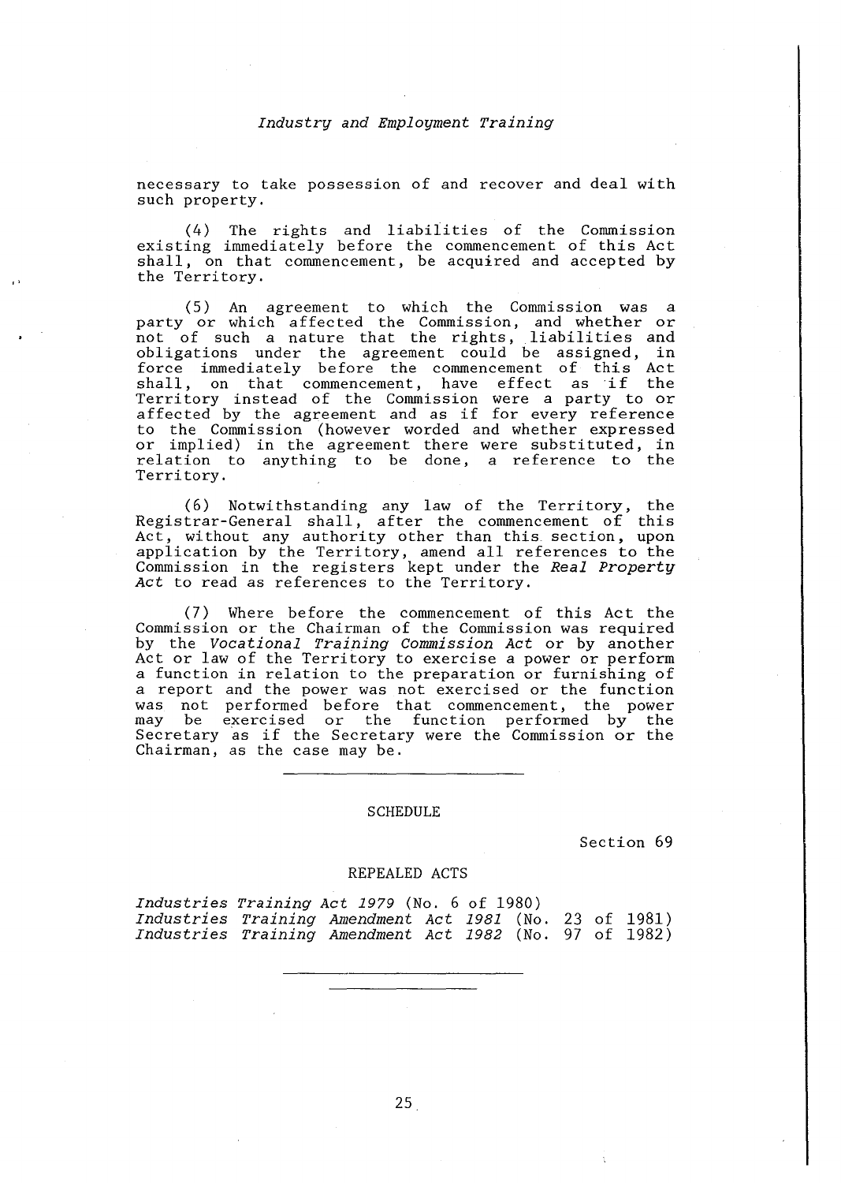necessary to take possession of and recover and deal with such property.

(4) The rights and liabilities of the Commission existing immediately before the commencement of this Act shall, on that commencement, be acquired and accepted by the Territory.

(5) An agreement to which the Commission was a party or which affected the Commission, and whether or not of such a nature that the rights, liabilities and obligations under the agreement could be assigned, in force immediately before the commencement of this Act shall, on that commencement, have effect as if the Territory instead of the Commission were a party to or affected by the agreement and as if for every reference to the Commission (however worded and whether expressed or implied) in the agreement there were substituted, in relation to anything to be done, a reference to the Territory.

(6) Notwithstanding any law of the Territory, the Registrar-General shall, after the commencement of this Act, without any authority other than this section, upon application by the Territory, amend all references to the Commission in the registers kept under the *Real Property Act* to read as references to the Territory.

(7) Where before the commencement of this Act the Commission or the Chairman of the Commission was required by the *Vocational Training Commission Act* or by another Act or law of the Territory to exercise a power or perform a function in relation to the preparation or furnishing of a report and the power was not exercised or the function was not performed before that commencement, the power may be exercised or the function performed by the Secretary as if the Secretary were the Commission or the Chairman, as the case may be.

---

## SCHEDULE

Section 69

### REPEALED ACTS

*Industries Training Act 1979* (No. 6 of 1980)
*Industries Training Amendment Act 1981* (No. 23 of 1981)
*Industries Training Amendment Act 1982* (No. 97 of 1982)